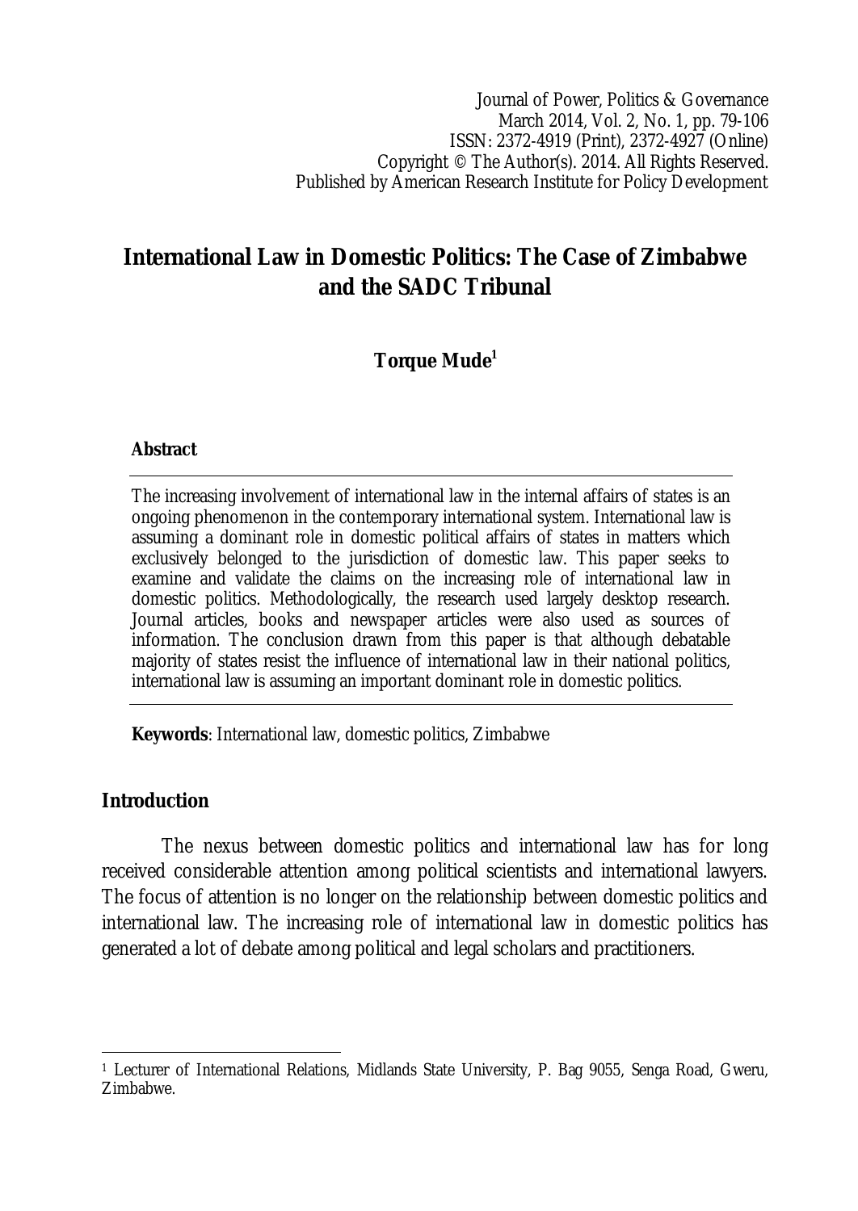# International Law in Domestic Politics: The Case of Zimbabwe and the SADC Tribunal

**Torque Mude**[1]

**Abstract**

The increasing involvement of international law in the internal affairs of states is an ongoing phenomenon in the contemporary international system. International law is assuming a dominant role in domestic political affairs of states in matters which exclusively belonged to the jurisdiction of domestic law. This paper seeks to examine and validate the claims on the increasing role of international law in domestic politics. Methodologically, the research used largely desktop research. Journal articles, books and newspaper articles were also used as sources of information. The conclusion drawn from this paper is that although debatable majority of states resist the influence of international law in their national politics, international law is assuming an important dominant role in domestic politics.

**Keywords**: International law, domestic politics, Zimbabwe

## Introduction

The nexus between domestic politics and international law has for long received considerable attention among political scientists and international lawyers. The focus of attention is no longer on the relationship between domestic politics and international law. The increasing role of international law in domestic politics has generated a lot of debate among political and legal scholars and practitioners.

---

[1] Lecturer of International Relations, Midlands State University, P. Bag 9055, Senga Road, Gweru, Zimbabwe.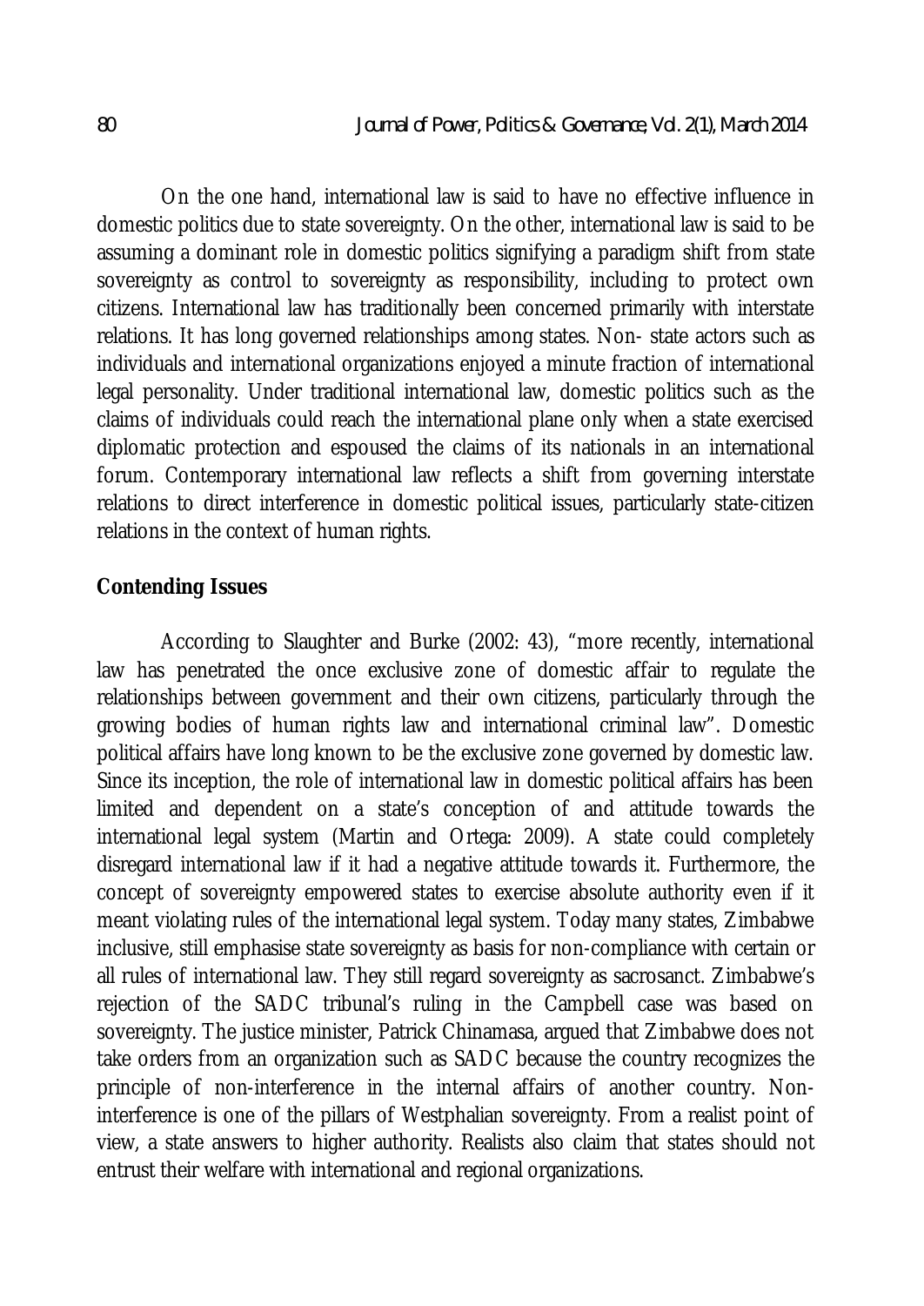On the one hand, international law is said to have no effective influence in domestic politics due to state sovereignty. On the other, international law is said to be assuming a dominant role in domestic politics signifying a paradigm shift from state sovereignty as control to sovereignty as responsibility, including to protect own citizens. International law has traditionally been concerned primarily with interstate relations. It has long governed relationships among states. Non- state actors such as individuals and international organizations enjoyed a minute fraction of international legal personality. Under traditional international law, domestic politics such as the claims of individuals could reach the international plane only when a state exercised diplomatic protection and espoused the claims of its nationals in an international forum. Contemporary international law reflects a shift from governing interstate relations to direct interference in domestic political issues, particularly state-citizen relations in the context of human rights.

## Contending Issues

According to Slaughter and Burke (2002: 43), "more recently, international law has penetrated the once exclusive zone of domestic affair to regulate the relationships between government and their own citizens, particularly through the growing bodies of human rights law and international criminal law". Domestic political affairs have long known to be the exclusive zone governed by domestic law. Since its inception, the role of international law in domestic political affairs has been limited and dependent on a state's conception of and attitude towards the international legal system (Martin and Ortega: 2009). A state could completely disregard international law if it had a negative attitude towards it. Furthermore, the concept of sovereignty empowered states to exercise absolute authority even if it meant violating rules of the international legal system. Today many states, Zimbabwe inclusive, still emphasise state sovereignty as basis for non-compliance with certain or all rules of international law. They still regard sovereignty as sacrosanct. Zimbabwe's rejection of the SADC tribunal's ruling in the Campbell case was based on sovereignty. The justice minister, Patrick Chinamasa, argued that Zimbabwe does not take orders from an organization such as SADC because the country recognizes the principle of non-interference in the internal affairs of another country. Non-interference is one of the pillars of Westphalian sovereignty. From a realist point of view, a state answers to higher authority. Realists also claim that states should not entrust their welfare with international and regional organizations.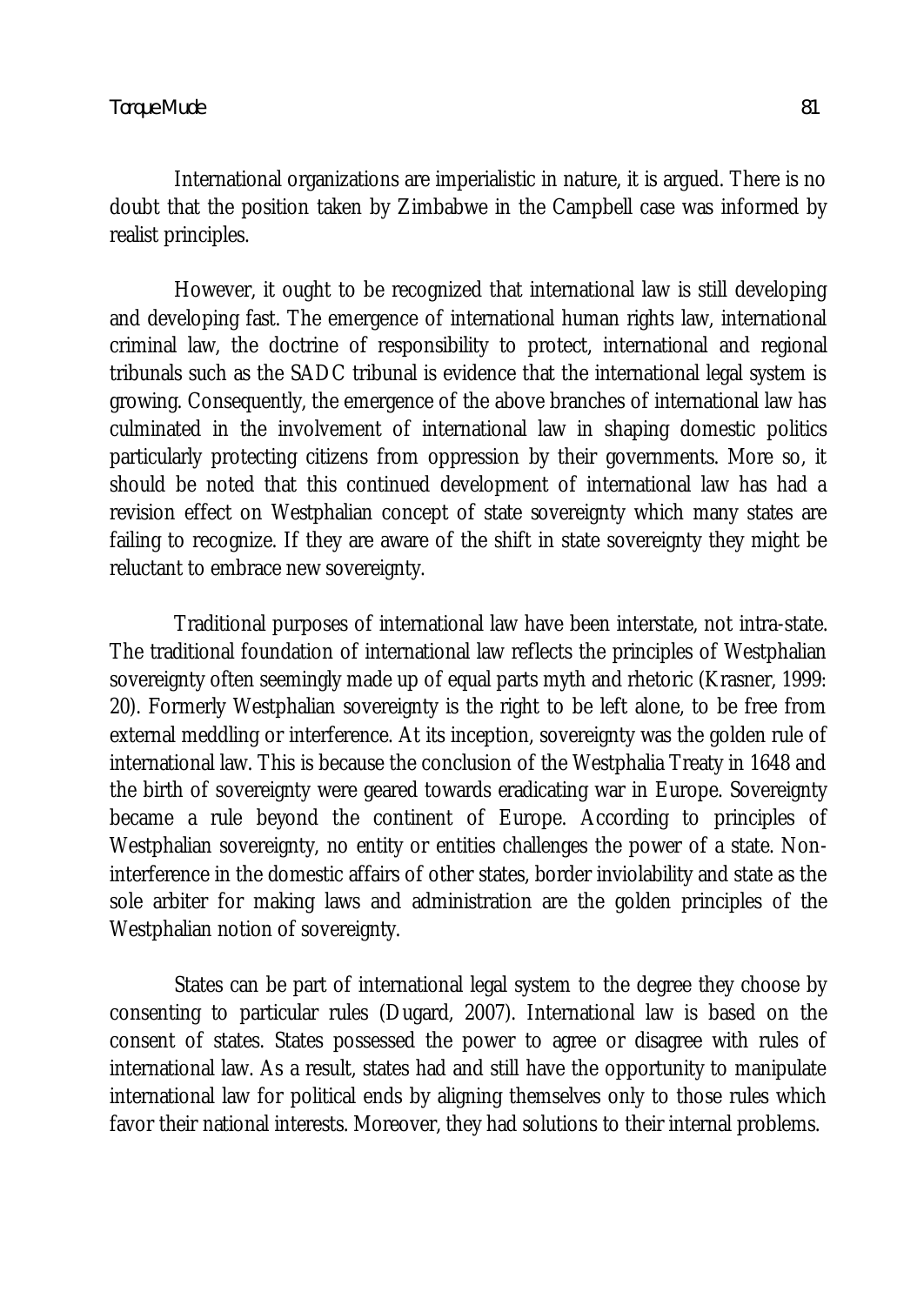International organizations are imperialistic in nature, it is argued. There is no doubt that the position taken by Zimbabwe in the Campbell case was informed by realist principles.

However, it ought to be recognized that international law is still developing and developing fast. The emergence of international human rights law, international criminal law, the doctrine of responsibility to protect, international and regional tribunals such as the SADC tribunal is evidence that the international legal system is growing. Consequently, the emergence of the above branches of international law has culminated in the involvement of international law in shaping domestic politics particularly protecting citizens from oppression by their governments. More so, it should be noted that this continued development of international law has had a revision effect on Westphalian concept of state sovereignty which many states are failing to recognize. If they are aware of the shift in state sovereignty they might be reluctant to embrace new sovereignty.

Traditional purposes of international law have been interstate, not intra-state. The traditional foundation of international law reflects the principles of Westphalian sovereignty often seemingly made up of equal parts myth and rhetoric (Krasner, 1999: 20). Formerly Westphalian sovereignty is the right to be left alone, to be free from external meddling or interference. At its inception, sovereignty was the golden rule of international law. This is because the conclusion of the Westphalia Treaty in 1648 and the birth of sovereignty were geared towards eradicating war in Europe. Sovereignty became a rule beyond the continent of Europe. According to principles of Westphalian sovereignty, no entity or entities challenges the power of a state. Non-interference in the domestic affairs of other states, border inviolability and state as the sole arbiter for making laws and administration are the golden principles of the Westphalian notion of sovereignty.

States can be part of international legal system to the degree they choose by consenting to particular rules (Dugard, 2007). International law is based on the consent of states. States possessed the power to agree or disagree with rules of international law. As a result, states had and still have the opportunity to manipulate international law for political ends by aligning themselves only to those rules which favor their national interests. Moreover, they had solutions to their internal problems.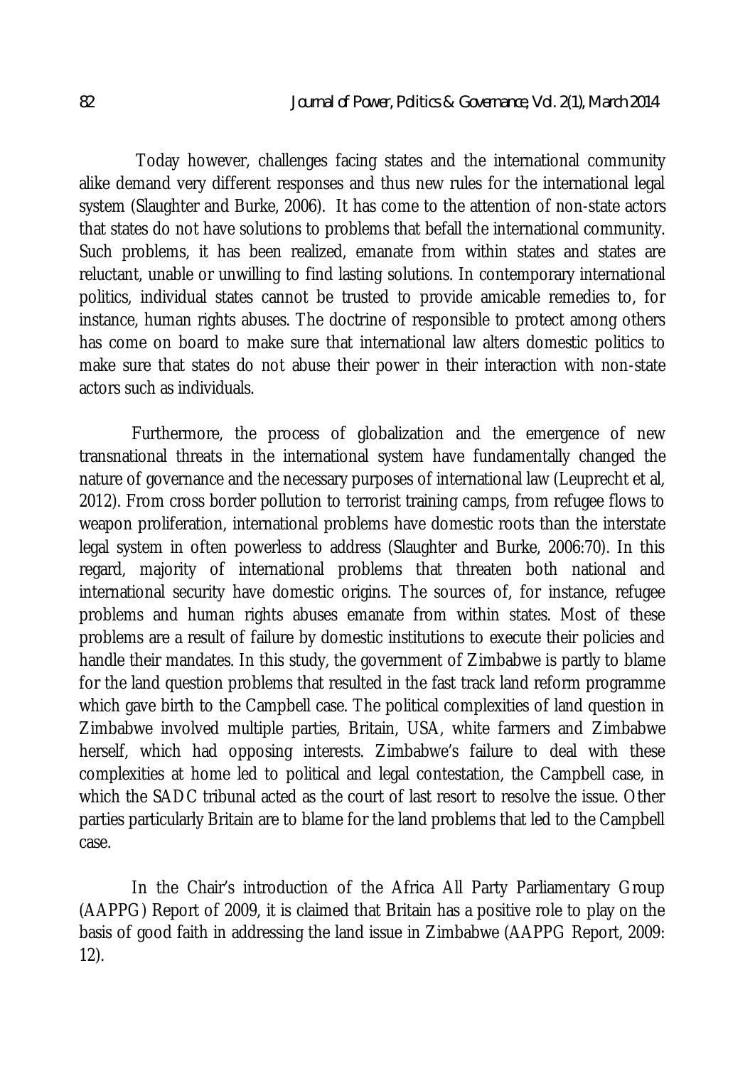Today however, challenges facing states and the international community alike demand very different responses and thus new rules for the international legal system (Slaughter and Burke, 2006). It has come to the attention of non-state actors that states do not have solutions to problems that befall the international community. Such problems, it has been realized, emanate from within states and states are reluctant, unable or unwilling to find lasting solutions. In contemporary international politics, individual states cannot be trusted to provide amicable remedies to, for instance, human rights abuses. The doctrine of responsible to protect among others has come on board to make sure that international law alters domestic politics to make sure that states do not abuse their power in their interaction with non-state actors such as individuals.

Furthermore, the process of globalization and the emergence of new transnational threats in the international system have fundamentally changed the nature of governance and the necessary purposes of international law (Leuprecht et al, 2012). From cross border pollution to terrorist training camps, from refugee flows to weapon proliferation, international problems have domestic roots than the interstate legal system in often powerless to address (Slaughter and Burke, 2006:70). In this regard, majority of international problems that threaten both national and international security have domestic origins. The sources of, for instance, refugee problems and human rights abuses emanate from within states. Most of these problems are a result of failure by domestic institutions to execute their policies and handle their mandates. In this study, the government of Zimbabwe is partly to blame for the land question problems that resulted in the fast track land reform programme which gave birth to the Campbell case. The political complexities of land question in Zimbabwe involved multiple parties, Britain, USA, white farmers and Zimbabwe herself, which had opposing interests. Zimbabwe's failure to deal with these complexities at home led to political and legal contestation, the Campbell case, in which the SADC tribunal acted as the court of last resort to resolve the issue. Other parties particularly Britain are to blame for the land problems that led to the Campbell case.

In the Chair's introduction of the Africa All Party Parliamentary Group (AAPPG) Report of 2009, it is claimed that Britain has a positive role to play on the basis of good faith in addressing the land issue in Zimbabwe (AAPPG Report, 2009: 12).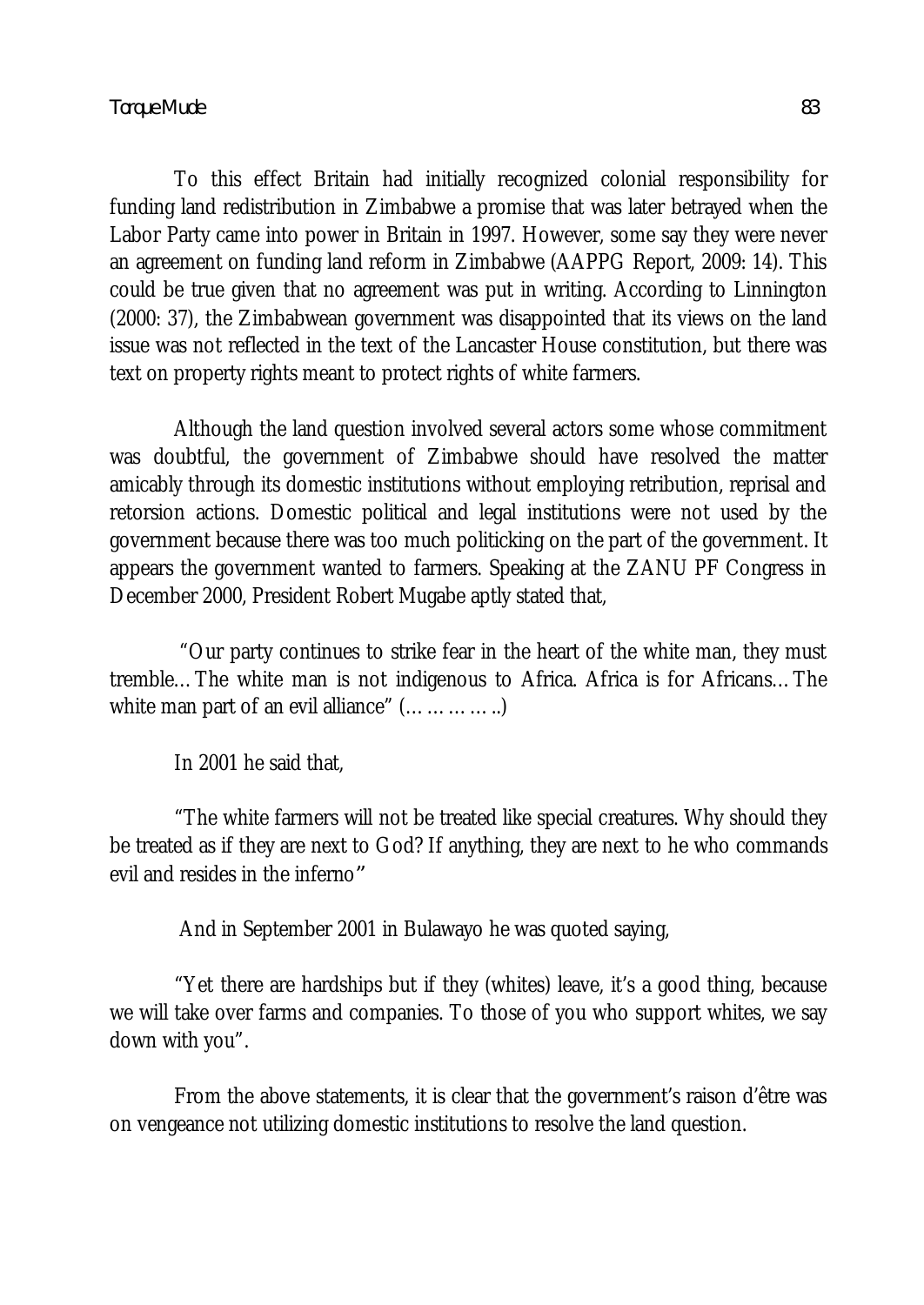To this effect Britain had initially recognized colonial responsibility for funding land redistribution in Zimbabwe a promise that was later betrayed when the Labor Party came into power in Britain in 1997. However, some say they were never an agreement on funding land reform in Zimbabwe (AAPPG Report, 2009: 14). This could be true given that no agreement was put in writing. According to Linnington (2000: 37), the Zimbabwean government was disappointed that its views on the land issue was not reflected in the text of the Lancaster House constitution, but there was text on property rights meant to protect rights of white farmers.

Although the land question involved several actors some whose commitment was doubtful, the government of Zimbabwe should have resolved the matter amicably through its domestic institutions without employing retribution, reprisal and retorsion actions. Domestic political and legal institutions were not used by the government because there was too much politicking on the part of the government. It appears the government wanted to farmers. Speaking at the ZANU PF Congress in December 2000, President Robert Mugabe aptly stated that,

"Our party continues to strike fear in the heart of the white man, they must tremble… The white man is not indigenous to Africa. Africa is for Africans… The white man part of an evil alliance" (…………..)

In 2001 he said that,

"The white farmers will not be treated like special creatures. Why should they be treated as if they are next to God? If anything, they are next to he who commands evil and resides in the inferno"

And in September 2001 in Bulawayo he was quoted saying,

"Yet there are hardships but if they (whites) leave, it's a good thing, because we will take over farms and companies. To those of you who support whites, we say down with you".

From the above statements, it is clear that the government's raison d'être was on vengeance not utilizing domestic institutions to resolve the land question.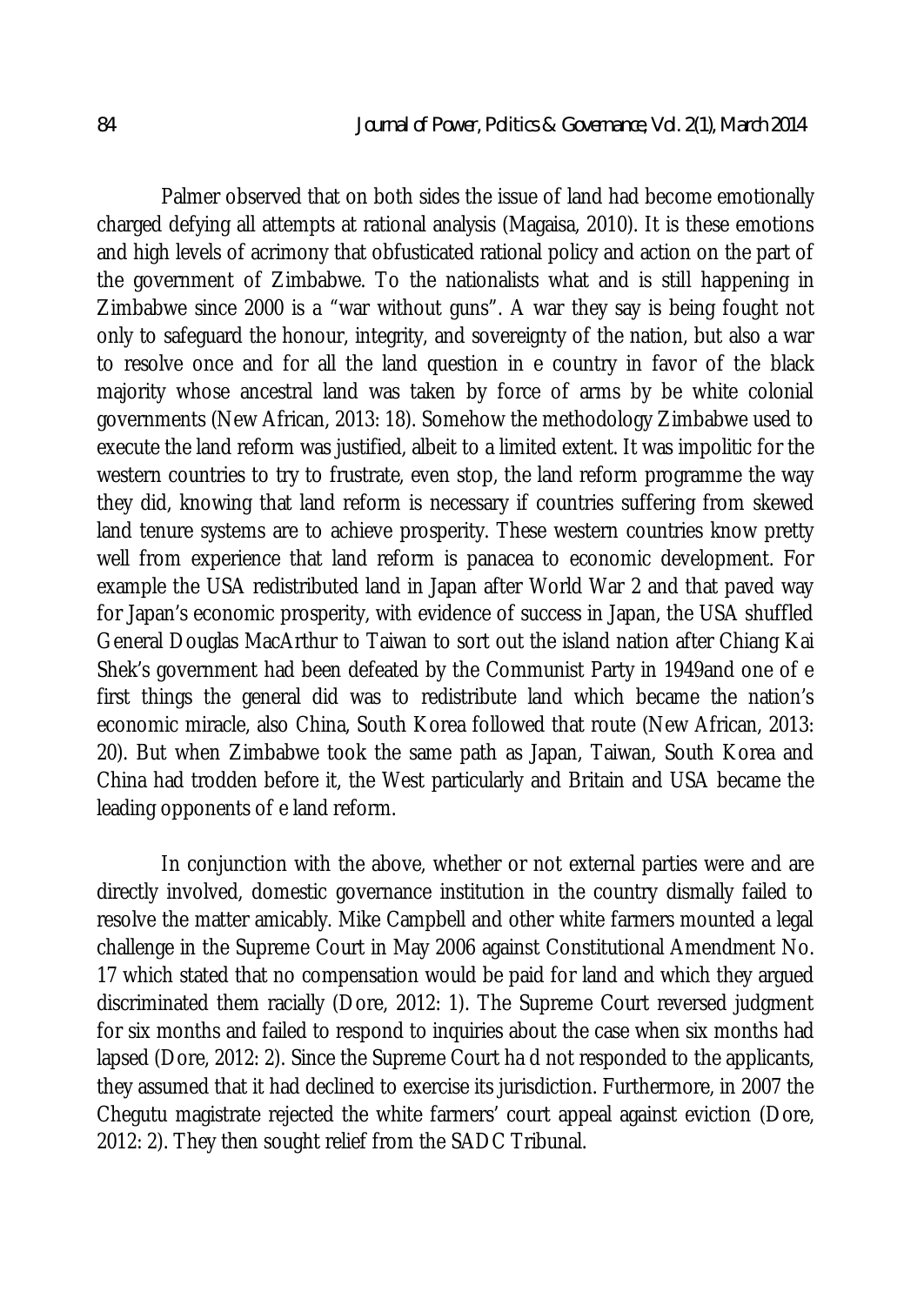Palmer observed that on both sides the issue of land had become emotionally charged defying all attempts at rational analysis (Magaisa, 2010). It is these emotions and high levels of acrimony that obfusticated rational policy and action on the part of the government of Zimbabwe. To the nationalists what and is still happening in Zimbabwe since 2000 is a "war without guns". A war they say is being fought not only to safeguard the honour, integrity, and sovereignty of the nation, but also a war to resolve once and for all the land question in e country in favor of the black majority whose ancestral land was taken by force of arms by be white colonial governments (New African, 2013: 18). Somehow the methodology Zimbabwe used to execute the land reform was justified, albeit to a limited extent. It was impolitic for the western countries to try to frustrate, even stop, the land reform programme the way they did, knowing that land reform is necessary if countries suffering from skewed land tenure systems are to achieve prosperity. These western countries know pretty well from experience that land reform is panacea to economic development. For example the USA redistributed land in Japan after World War 2 and that paved way for Japan's economic prosperity, with evidence of success in Japan, the USA shuffled General Douglas MacArthur to Taiwan to sort out the island nation after Chiang Kai Shek's government had been defeated by the Communist Party in 1949and one of e first things the general did was to redistribute land which became the nation's economic miracle, also China, South Korea followed that route (New African, 2013: 20). But when Zimbabwe took the same path as Japan, Taiwan, South Korea and China had trodden before it, the West particularly and Britain and USA became the leading opponents of e land reform.

In conjunction with the above, whether or not external parties were and are directly involved, domestic governance institution in the country dismally failed to resolve the matter amicably. Mike Campbell and other white farmers mounted a legal challenge in the Supreme Court in May 2006 against Constitutional Amendment No. 17 which stated that no compensation would be paid for land and which they argued discriminated them racially (Dore, 2012: 1). The Supreme Court reversed judgment for six months and failed to respond to inquiries about the case when six months had lapsed (Dore, 2012: 2). Since the Supreme Court ha d not responded to the applicants, they assumed that it had declined to exercise its jurisdiction. Furthermore, in 2007 the Chegutu magistrate rejected the white farmers' court appeal against eviction (Dore, 2012: 2). They then sought relief from the SADC Tribunal.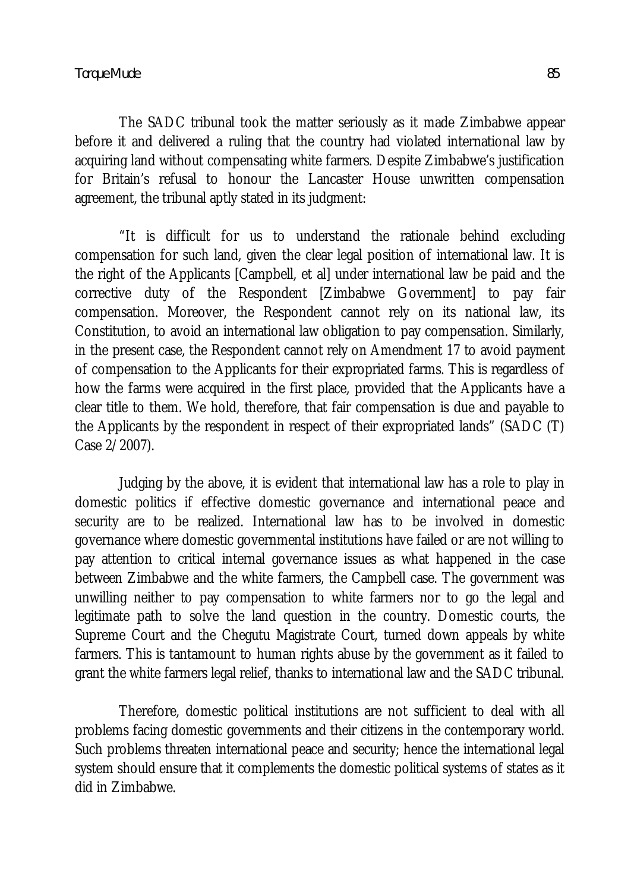The SADC tribunal took the matter seriously as it made Zimbabwe appear before it and delivered a ruling that the country had violated international law by acquiring land without compensating white farmers. Despite Zimbabwe's justification for Britain's refusal to honour the Lancaster House unwritten compensation agreement, the tribunal aptly stated in its judgment:

"It is difficult for us to understand the rationale behind excluding compensation for such land, given the clear legal position of international law. It is the right of the Applicants [Campbell, et al] under international law be paid and the corrective duty of the Respondent [Zimbabwe Government] to pay fair compensation. Moreover, the Respondent cannot rely on its national law, its Constitution, to avoid an international law obligation to pay compensation. Similarly, in the present case, the Respondent cannot rely on Amendment 17 to avoid payment of compensation to the Applicants for their expropriated farms. This is regardless of how the farms were acquired in the first place, provided that the Applicants have a clear title to them. We hold, therefore, that fair compensation is due and payable to the Applicants by the respondent in respect of their expropriated lands" (SADC (T) Case 2/2007).

Judging by the above, it is evident that international law has a role to play in domestic politics if effective domestic governance and international peace and security are to be realized. International law has to be involved in domestic governance where domestic governmental institutions have failed or are not willing to pay attention to critical internal governance issues as what happened in the case between Zimbabwe and the white farmers, the Campbell case. The government was unwilling neither to pay compensation to white farmers nor to go the legal and legitimate path to solve the land question in the country. Domestic courts, the Supreme Court and the Chegutu Magistrate Court, turned down appeals by white farmers. This is tantamount to human rights abuse by the government as it failed to grant the white farmers legal relief, thanks to international law and the SADC tribunal.

Therefore, domestic political institutions are not sufficient to deal with all problems facing domestic governments and their citizens in the contemporary world. Such problems threaten international peace and security; hence the international legal system should ensure that it complements the domestic political systems of states as it did in Zimbabwe.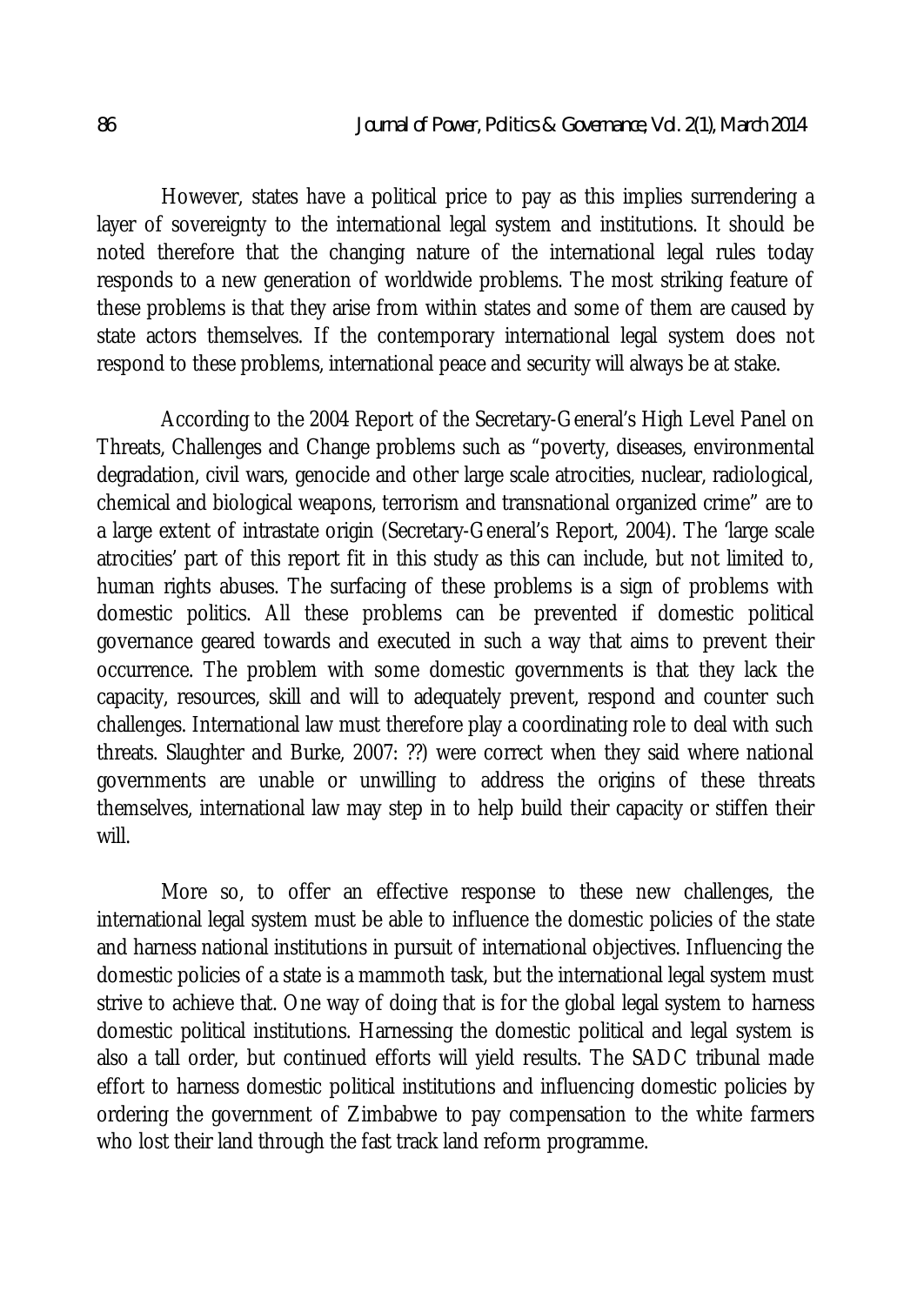However, states have a political price to pay as this implies surrendering a layer of sovereignty to the international legal system and institutions. It should be noted therefore that the changing nature of the international legal rules today responds to a new generation of worldwide problems. The most striking feature of these problems is that they arise from within states and some of them are caused by state actors themselves. If the contemporary international legal system does not respond to these problems, international peace and security will always be at stake.

According to the 2004 Report of the Secretary-General's High Level Panel on Threats, Challenges and Change problems such as "poverty, diseases, environmental degradation, civil wars, genocide and other large scale atrocities, nuclear, radiological, chemical and biological weapons, terrorism and transnational organized crime" are to a large extent of intrastate origin (Secretary-General's Report, 2004). The 'large scale atrocities' part of this report fit in this study as this can include, but not limited to, human rights abuses. The surfacing of these problems is a sign of problems with domestic politics. All these problems can be prevented if domestic political governance geared towards and executed in such a way that aims to prevent their occurrence. The problem with some domestic governments is that they lack the capacity, resources, skill and will to adequately prevent, respond and counter such challenges. International law must therefore play a coordinating role to deal with such threats. Slaughter and Burke, 2007: ??) were correct when they said where national governments are unable or unwilling to address the origins of these threats themselves, international law may step in to help build their capacity or stiffen their will.

More so, to offer an effective response to these new challenges, the international legal system must be able to influence the domestic policies of the state and harness national institutions in pursuit of international objectives. Influencing the domestic policies of a state is a mammoth task, but the international legal system must strive to achieve that. One way of doing that is for the global legal system to harness domestic political institutions. Harnessing the domestic political and legal system is also a tall order, but continued efforts will yield results. The SADC tribunal made effort to harness domestic political institutions and influencing domestic policies by ordering the government of Zimbabwe to pay compensation to the white farmers who lost their land through the fast track land reform programme.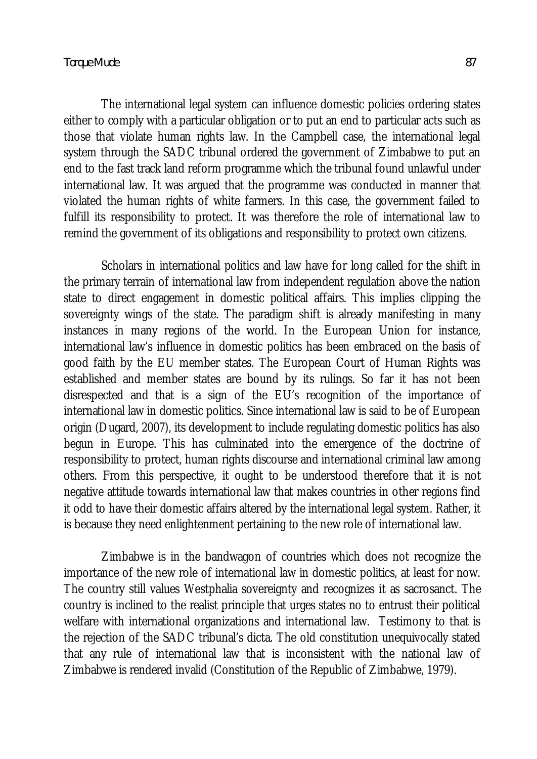The international legal system can influence domestic policies ordering states either to comply with a particular obligation or to put an end to particular acts such as those that violate human rights law. In the Campbell case, the international legal system through the SADC tribunal ordered the government of Zimbabwe to put an end to the fast track land reform programme which the tribunal found unlawful under international law. It was argued that the programme was conducted in manner that violated the human rights of white farmers. In this case, the government failed to fulfill its responsibility to protect. It was therefore the role of international law to remind the government of its obligations and responsibility to protect own citizens.

Scholars in international politics and law have for long called for the shift in the primary terrain of international law from independent regulation above the nation state to direct engagement in domestic political affairs. This implies clipping the sovereignty wings of the state. The paradigm shift is already manifesting in many instances in many regions of the world. In the European Union for instance, international law's influence in domestic politics has been embraced on the basis of good faith by the EU member states. The European Court of Human Rights was established and member states are bound by its rulings. So far it has not been disrespected and that is a sign of the EU's recognition of the importance of international law in domestic politics. Since international law is said to be of European origin (Dugard, 2007), its development to include regulating domestic politics has also begun in Europe. This has culminated into the emergence of the doctrine of responsibility to protect, human rights discourse and international criminal law among others. From this perspective, it ought to be understood therefore that it is not negative attitude towards international law that makes countries in other regions find it odd to have their domestic affairs altered by the international legal system. Rather, it is because they need enlightenment pertaining to the new role of international law.

Zimbabwe is in the bandwagon of countries which does not recognize the importance of the new role of international law in domestic politics, at least for now. The country still values Westphalia sovereignty and recognizes it as sacrosanct. The country is inclined to the realist principle that urges states no to entrust their political welfare with international organizations and international law. Testimony to that is the rejection of the SADC tribunal's dicta. The old constitution unequivocally stated that any rule of international law that is inconsistent with the national law of Zimbabwe is rendered invalid (Constitution of the Republic of Zimbabwe, 1979).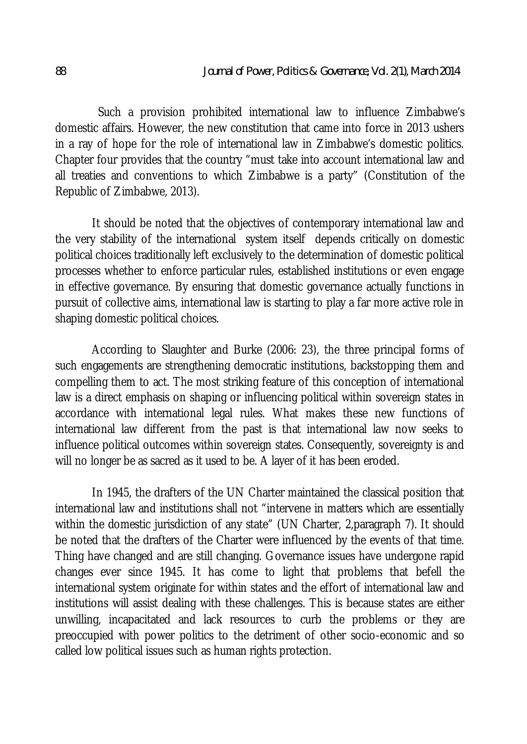Such a provision prohibited international law to influence Zimbabwe's domestic affairs. However, the new constitution that came into force in 2013 ushers in a ray of hope for the role of international law in Zimbabwe's domestic politics. Chapter four provides that the country "must take into account international law and all treaties and conventions to which Zimbabwe is a party" (Constitution of the Republic of Zimbabwe, 2013).

It should be noted that the objectives of contemporary international law and the very stability of the international system itself depends critically on domestic political choices traditionally left exclusively to the determination of domestic political processes whether to enforce particular rules, established institutions or even engage in effective governance. By ensuring that domestic governance actually functions in pursuit of collective aims, international law is starting to play a far more active role in shaping domestic political choices.

According to Slaughter and Burke (2006: 23), the three principal forms of such engagements are strengthening democratic institutions, backstopping them and compelling them to act. The most striking feature of this conception of international law is a direct emphasis on shaping or influencing political within sovereign states in accordance with international legal rules. What makes these new functions of international law different from the past is that international law now seeks to influence political outcomes within sovereign states. Consequently, sovereignty is and will no longer be as sacred as it used to be. A layer of it has been eroded.

In 1945, the drafters of the UN Charter maintained the classical position that international law and institutions shall not "intervene in matters which are essentially within the domestic jurisdiction of any state" (UN Charter, 2,paragraph 7). It should be noted that the drafters of the Charter were influenced by the events of that time. Thing have changed and are still changing. Governance issues have undergone rapid changes ever since 1945. It has come to light that problems that befell the international system originate for within states and the effort of international law and institutions will assist dealing with these challenges. This is because states are either unwilling, incapacitated and lack resources to curb the problems or they are preoccupied with power politics to the detriment of other socio-economic and so called low political issues such as human rights protection.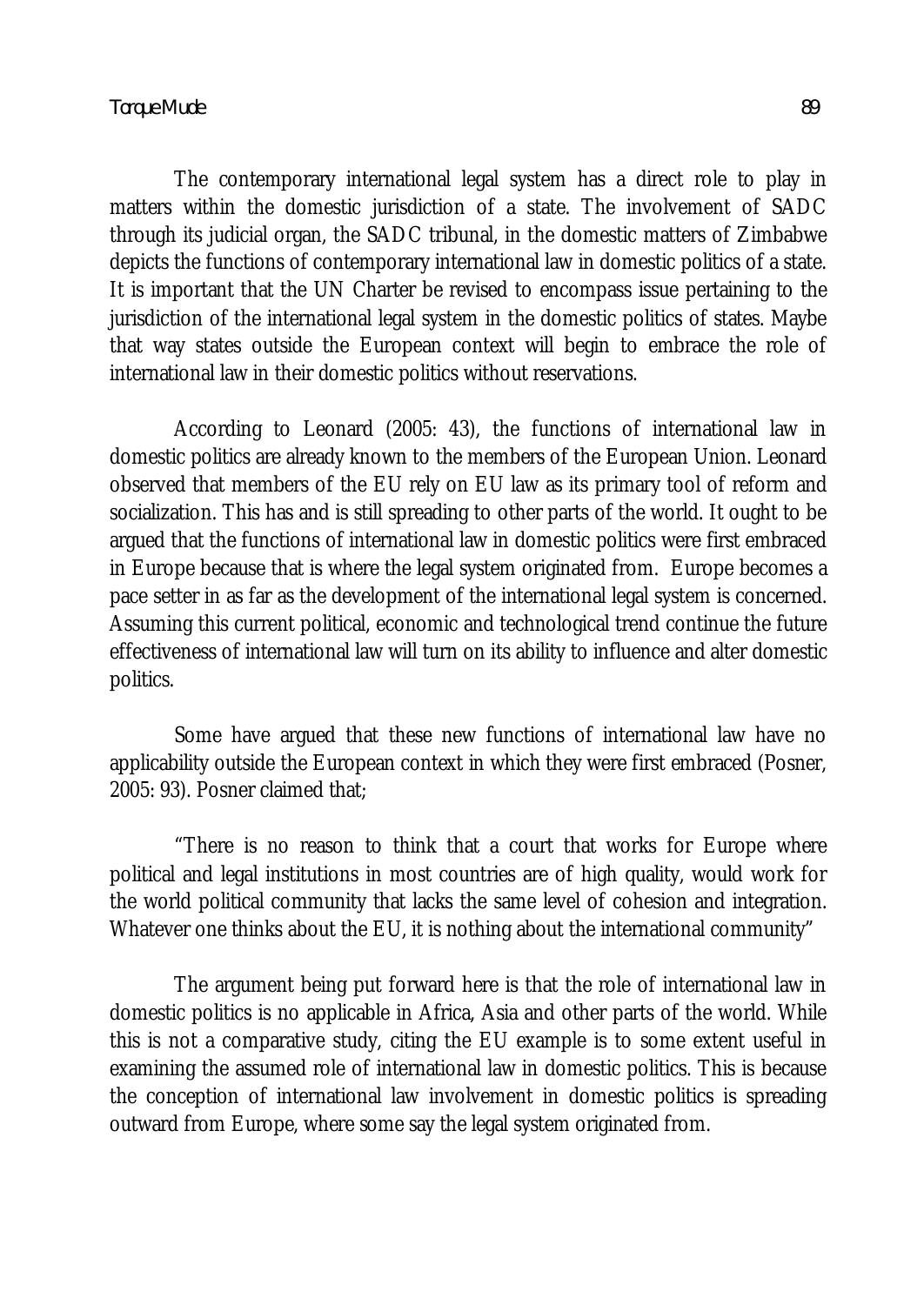The contemporary international legal system has a direct role to play in matters within the domestic jurisdiction of a state. The involvement of SADC through its judicial organ, the SADC tribunal, in the domestic matters of Zimbabwe depicts the functions of contemporary international law in domestic politics of a state. It is important that the UN Charter be revised to encompass issue pertaining to the jurisdiction of the international legal system in the domestic politics of states. Maybe that way states outside the European context will begin to embrace the role of international law in their domestic politics without reservations.

According to Leonard (2005: 43), the functions of international law in domestic politics are already known to the members of the European Union. Leonard observed that members of the EU rely on EU law as its primary tool of reform and socialization. This has and is still spreading to other parts of the world. It ought to be argued that the functions of international law in domestic politics were first embraced in Europe because that is where the legal system originated from. Europe becomes a pace setter in as far as the development of the international legal system is concerned. Assuming this current political, economic and technological trend continue the future effectiveness of international law will turn on its ability to influence and alter domestic politics.

Some have argued that these new functions of international law have no applicability outside the European context in which they were first embraced (Posner, 2005: 93). Posner claimed that;

"There is no reason to think that a court that works for Europe where political and legal institutions in most countries are of high quality, would work for the world political community that lacks the same level of cohesion and integration. Whatever one thinks about the EU, it is nothing about the international community"

The argument being put forward here is that the role of international law in domestic politics is no applicable in Africa, Asia and other parts of the world. While this is not a comparative study, citing the EU example is to some extent useful in examining the assumed role of international law in domestic politics. This is because the conception of international law involvement in domestic politics is spreading outward from Europe, where some say the legal system originated from.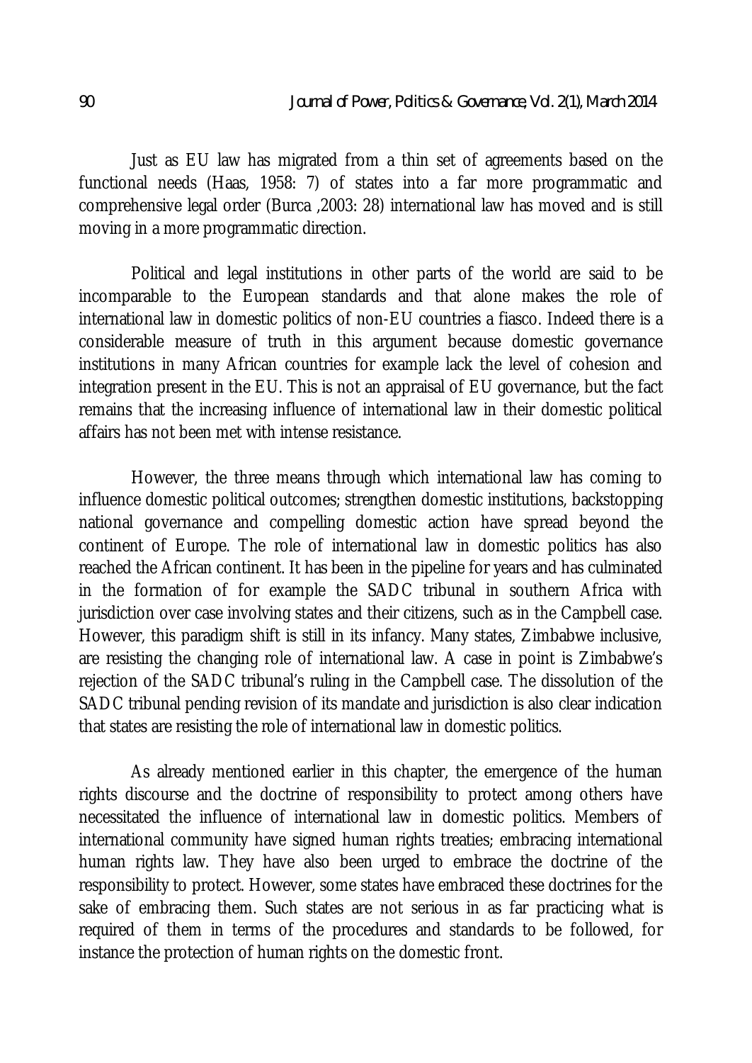Just as EU law has migrated from a thin set of agreements based on the functional needs (Haas, 1958: 7) of states into a far more programmatic and comprehensive legal order (Burca ,2003: 28) international law has moved and is still moving in a more programmatic direction.

Political and legal institutions in other parts of the world are said to be incomparable to the European standards and that alone makes the role of international law in domestic politics of non-EU countries a fiasco. Indeed there is a considerable measure of truth in this argument because domestic governance institutions in many African countries for example lack the level of cohesion and integration present in the EU. This is not an appraisal of EU governance, but the fact remains that the increasing influence of international law in their domestic political affairs has not been met with intense resistance.

However, the three means through which international law has coming to influence domestic political outcomes; strengthen domestic institutions, backstopping national governance and compelling domestic action have spread beyond the continent of Europe. The role of international law in domestic politics has also reached the African continent. It has been in the pipeline for years and has culminated in the formation of for example the SADC tribunal in southern Africa with jurisdiction over case involving states and their citizens, such as in the Campbell case. However, this paradigm shift is still in its infancy. Many states, Zimbabwe inclusive, are resisting the changing role of international law. A case in point is Zimbabwe's rejection of the SADC tribunal's ruling in the Campbell case. The dissolution of the SADC tribunal pending revision of its mandate and jurisdiction is also clear indication that states are resisting the role of international law in domestic politics.

As already mentioned earlier in this chapter, the emergence of the human rights discourse and the doctrine of responsibility to protect among others have necessitated the influence of international law in domestic politics. Members of international community have signed human rights treaties; embracing international human rights law. They have also been urged to embrace the doctrine of the responsibility to protect. However, some states have embraced these doctrines for the sake of embracing them. Such states are not serious in as far practicing what is required of them in terms of the procedures and standards to be followed, for instance the protection of human rights on the domestic front.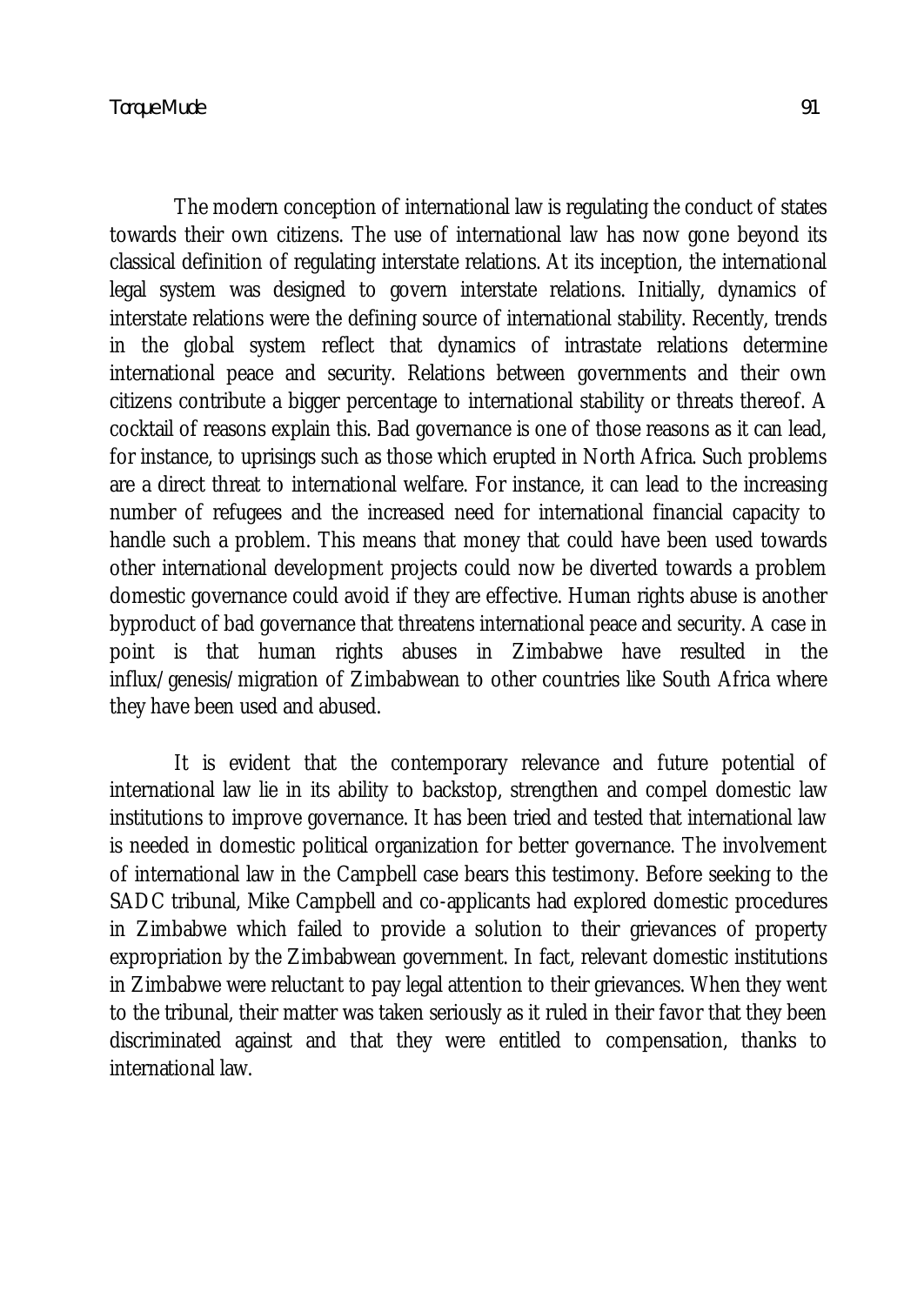The modern conception of international law is regulating the conduct of states towards their own citizens. The use of international law has now gone beyond its classical definition of regulating interstate relations. At its inception, the international legal system was designed to govern interstate relations. Initially, dynamics of interstate relations were the defining source of international stability. Recently, trends in the global system reflect that dynamics of intrastate relations determine international peace and security. Relations between governments and their own citizens contribute a bigger percentage to international stability or threats thereof. A cocktail of reasons explain this. Bad governance is one of those reasons as it can lead, for instance, to uprisings such as those which erupted in North Africa. Such problems are a direct threat to international welfare. For instance, it can lead to the increasing number of refugees and the increased need for international financial capacity to handle such a problem. This means that money that could have been used towards other international development projects could now be diverted towards a problem domestic governance could avoid if they are effective. Human rights abuse is another byproduct of bad governance that threatens international peace and security. A case in point is that human rights abuses in Zimbabwe have resulted in the influx/genesis/migration of Zimbabwean to other countries like South Africa where they have been used and abused.

It is evident that the contemporary relevance and future potential of international law lie in its ability to backstop, strengthen and compel domestic law institutions to improve governance. It has been tried and tested that international law is needed in domestic political organization for better governance. The involvement of international law in the Campbell case bears this testimony. Before seeking to the SADC tribunal, Mike Campbell and co-applicants had explored domestic procedures in Zimbabwe which failed to provide a solution to their grievances of property expropriation by the Zimbabwean government. In fact, relevant domestic institutions in Zimbabwe were reluctant to pay legal attention to their grievances. When they went to the tribunal, their matter was taken seriously as it ruled in their favor that they been discriminated against and that they were entitled to compensation, thanks to international law.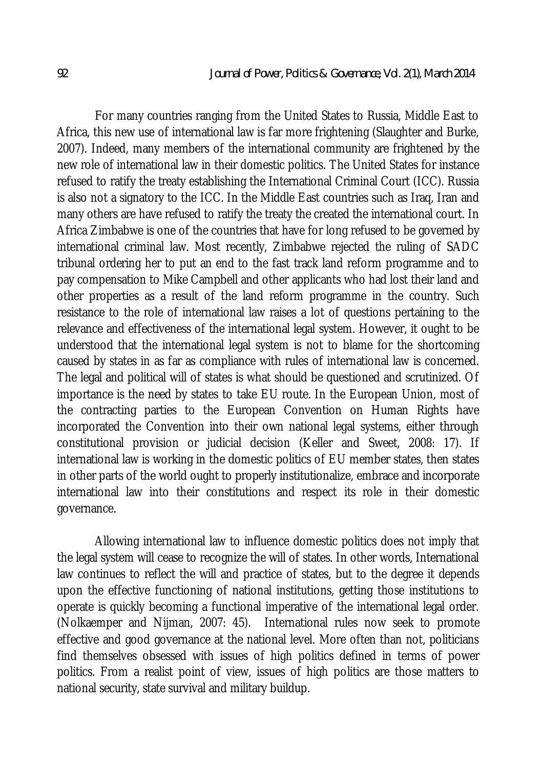For many countries ranging from the United States to Russia, Middle East to Africa, this new use of international law is far more frightening (Slaughter and Burke, 2007). Indeed, many members of the international community are frightened by the new role of international law in their domestic politics. The United States for instance refused to ratify the treaty establishing the International Criminal Court (ICC). Russia is also not a signatory to the ICC. In the Middle East countries such as Iraq, Iran and many others are have refused to ratify the treaty the created the international court. In Africa Zimbabwe is one of the countries that have for long refused to be governed by international criminal law. Most recently, Zimbabwe rejected the ruling of SADC tribunal ordering her to put an end to the fast track land reform programme and to pay compensation to Mike Campbell and other applicants who had lost their land and other properties as a result of the land reform programme in the country. Such resistance to the role of international law raises a lot of questions pertaining to the relevance and effectiveness of the international legal system. However, it ought to be understood that the international legal system is not to blame for the shortcoming caused by states in as far as compliance with rules of international law is concerned. The legal and political will of states is what should be questioned and scrutinized. Of importance is the need by states to take EU route. In the European Union, most of the contracting parties to the European Convention on Human Rights have incorporated the Convention into their own national legal systems, either through constitutional provision or judicial decision (Keller and Sweet, 2008: 17). If international law is working in the domestic politics of EU member states, then states in other parts of the world ought to properly institutionalize, embrace and incorporate international law into their constitutions and respect its role in their domestic governance.

Allowing international law to influence domestic politics does not imply that the legal system will cease to recognize the will of states. In other words, International law continues to reflect the will and practice of states, but to the degree it depends upon the effective functioning of national institutions, getting those institutions to operate is quickly becoming a functional imperative of the international legal order. (Nolkaemper and Nijman, 2007: 45). International rules now seek to promote effective and good governance at the national level. More often than not, politicians find themselves obsessed with issues of high politics defined in terms of power politics. From a realist point of view, issues of high politics are those matters to national security, state survival and military buildup.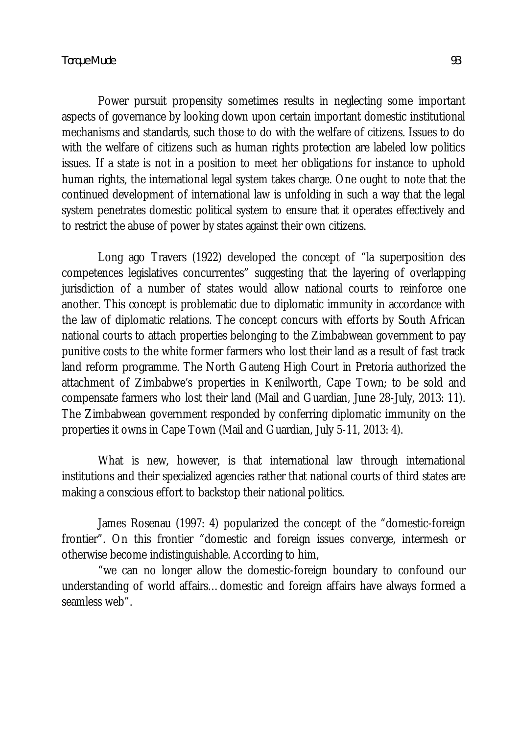Power pursuit propensity sometimes results in neglecting some important aspects of governance by looking down upon certain important domestic institutional mechanisms and standards, such those to do with the welfare of citizens. Issues to do with the welfare of citizens such as human rights protection are labeled low politics issues. If a state is not in a position to meet her obligations for instance to uphold human rights, the international legal system takes charge. One ought to note that the continued development of international law is unfolding in such a way that the legal system penetrates domestic political system to ensure that it operates effectively and to restrict the abuse of power by states against their own citizens.

Long ago Travers (1922) developed the concept of "la superposition des competences legislatives concurrentes" suggesting that the layering of overlapping jurisdiction of a number of states would allow national courts to reinforce one another. This concept is problematic due to diplomatic immunity in accordance with the law of diplomatic relations. The concept concurs with efforts by South African national courts to attach properties belonging to the Zimbabwean government to pay punitive costs to the white former farmers who lost their land as a result of fast track land reform programme. The North Gauteng High Court in Pretoria authorized the attachment of Zimbabwe's properties in Kenilworth, Cape Town; to be sold and compensate farmers who lost their land (Mail and Guardian, June 28-July, 2013: 11). The Zimbabwean government responded by conferring diplomatic immunity on the properties it owns in Cape Town (Mail and Guardian, July 5-11, 2013: 4).

What is new, however, is that international law through international institutions and their specialized agencies rather that national courts of third states are making a conscious effort to backstop their national politics.

James Rosenau (1997: 4) popularized the concept of the "domestic-foreign frontier". On this frontier "domestic and foreign issues converge, intermesh or otherwise become indistinguishable. According to him,

"we can no longer allow the domestic-foreign boundary to confound our understanding of world affairs… domestic and foreign affairs have always formed a seamless web".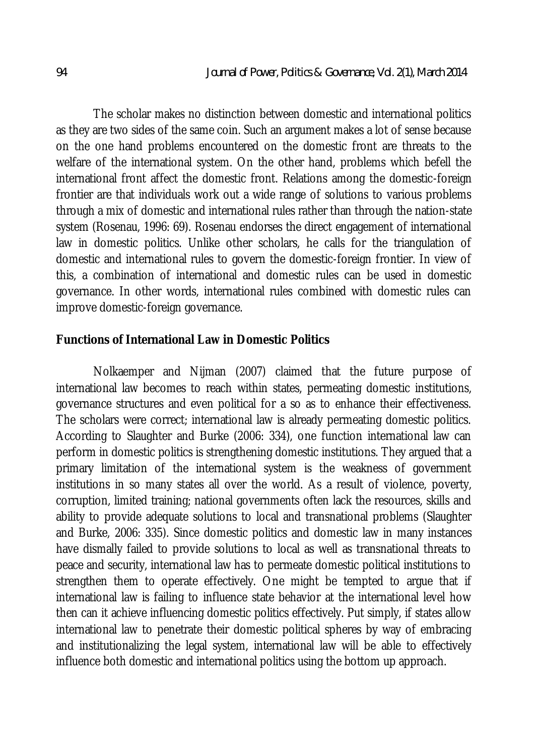The scholar makes no distinction between domestic and international politics as they are two sides of the same coin. Such an argument makes a lot of sense because on the one hand problems encountered on the domestic front are threats to the welfare of the international system. On the other hand, problems which befell the international front affect the domestic front. Relations among the domestic-foreign frontier are that individuals work out a wide range of solutions to various problems through a mix of domestic and international rules rather than through the nation-state system (Rosenau, 1996: 69). Rosenau endorses the direct engagement of international law in domestic politics. Unlike other scholars, he calls for the triangulation of domestic and international rules to govern the domestic-foreign frontier. In view of this, a combination of international and domestic rules can be used in domestic governance. In other words, international rules combined with domestic rules can improve domestic-foreign governance.

**Functions of International Law in Domestic Politics**

Nolkaemper and Nijman (2007) claimed that the future purpose of international law becomes to reach within states, permeating domestic institutions, governance structures and even political for a so as to enhance their effectiveness. The scholars were correct; international law is already permeating domestic politics. According to Slaughter and Burke (2006: 334), one function international law can perform in domestic politics is strengthening domestic institutions. They argued that a primary limitation of the international system is the weakness of government institutions in so many states all over the world. As a result of violence, poverty, corruption, limited training; national governments often lack the resources, skills and ability to provide adequate solutions to local and transnational problems (Slaughter and Burke, 2006: 335). Since domestic politics and domestic law in many instances have dismally failed to provide solutions to local as well as transnational threats to peace and security, international law has to permeate domestic political institutions to strengthen them to operate effectively. One might be tempted to argue that if international law is failing to influence state behavior at the international level how then can it achieve influencing domestic politics effectively. Put simply, if states allow international law to penetrate their domestic political spheres by way of embracing and institutionalizing the legal system, international law will be able to effectively influence both domestic and international politics using the bottom up approach.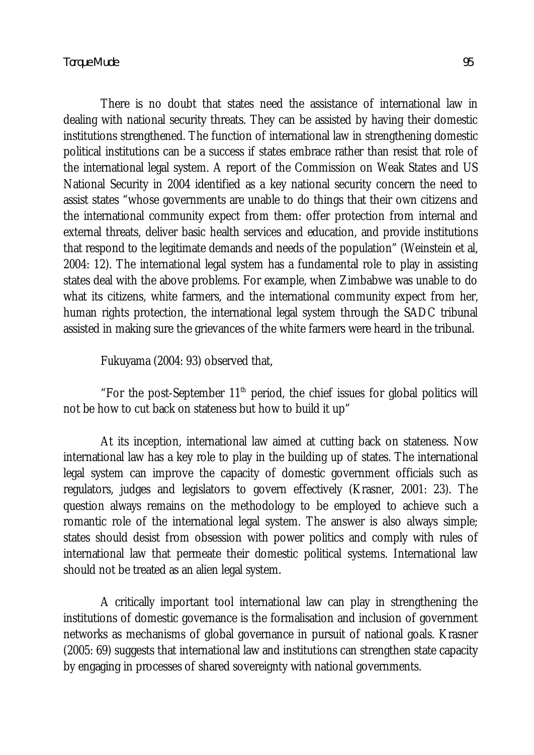There is no doubt that states need the assistance of international law in dealing with national security threats. They can be assisted by having their domestic institutions strengthened. The function of international law in strengthening domestic political institutions can be a success if states embrace rather than resist that role of the international legal system. A report of the Commission on Weak States and US National Security in 2004 identified as a key national security concern the need to assist states "whose governments are unable to do things that their own citizens and the international community expect from them: offer protection from internal and external threats, deliver basic health services and education, and provide institutions that respond to the legitimate demands and needs of the population" (Weinstein et al, 2004: 12). The international legal system has a fundamental role to play in assisting states deal with the above problems. For example, when Zimbabwe was unable to do what its citizens, white farmers, and the international community expect from her, human rights protection, the international legal system through the SADC tribunal assisted in making sure the grievances of the white farmers were heard in the tribunal.

Fukuyama (2004: 93) observed that,

"For the post-September 11th period, the chief issues for global politics will not be how to cut back on stateness but how to build it up"

At its inception, international law aimed at cutting back on stateness. Now international law has a key role to play in the building up of states. The international legal system can improve the capacity of domestic government officials such as regulators, judges and legislators to govern effectively (Krasner, 2001: 23). The question always remains on the methodology to be employed to achieve such a romantic role of the international legal system. The answer is also always simple; states should desist from obsession with power politics and comply with rules of international law that permeate their domestic political systems. International law should not be treated as an alien legal system.

A critically important tool international law can play in strengthening the institutions of domestic governance is the formalisation and inclusion of government networks as mechanisms of global governance in pursuit of national goals. Krasner (2005: 69) suggests that international law and institutions can strengthen state capacity by engaging in processes of shared sovereignty with national governments.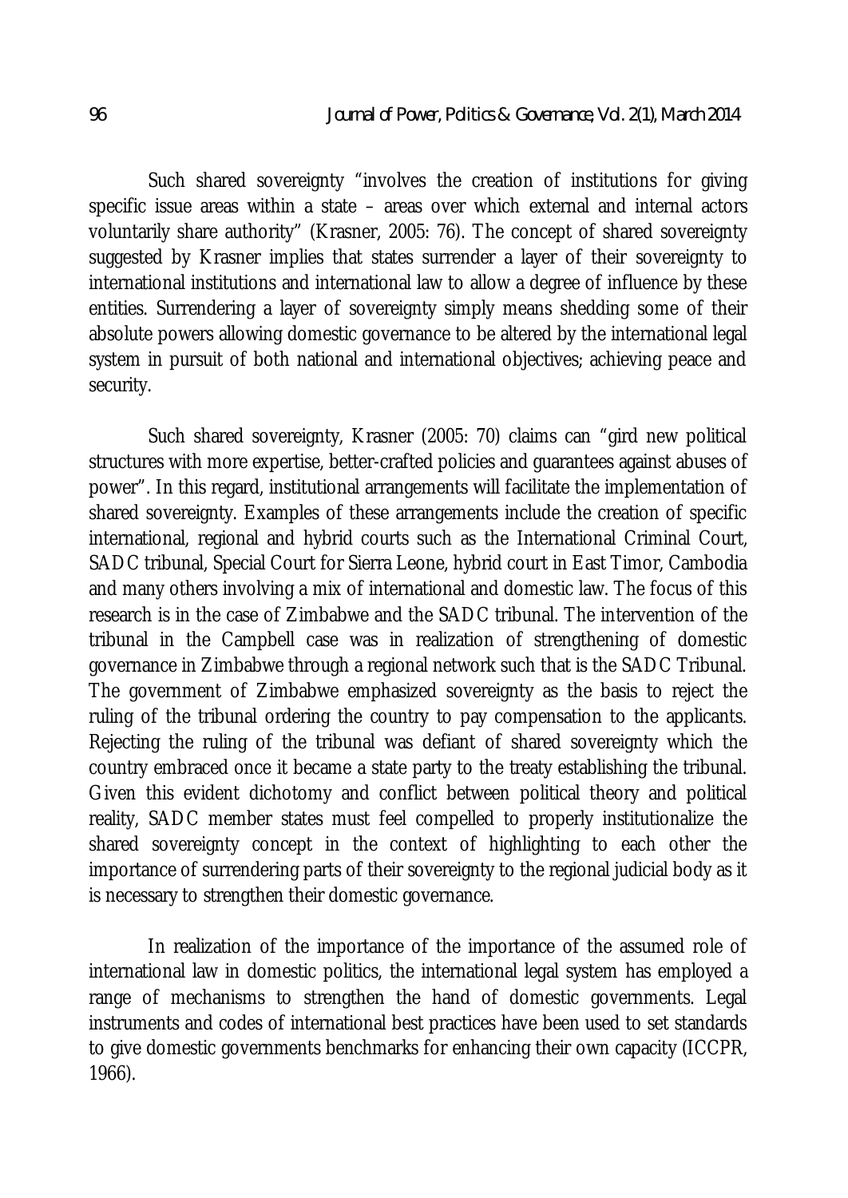Such shared sovereignty "involves the creation of institutions for giving specific issue areas within a state – areas over which external and internal actors voluntarily share authority" (Krasner, 2005: 76). The concept of shared sovereignty suggested by Krasner implies that states surrender a layer of their sovereignty to international institutions and international law to allow a degree of influence by these entities. Surrendering a layer of sovereignty simply means shedding some of their absolute powers allowing domestic governance to be altered by the international legal system in pursuit of both national and international objectives; achieving peace and security.

Such shared sovereignty, Krasner (2005: 70) claims can "gird new political structures with more expertise, better-crafted policies and guarantees against abuses of power". In this regard, institutional arrangements will facilitate the implementation of shared sovereignty. Examples of these arrangements include the creation of specific international, regional and hybrid courts such as the International Criminal Court, SADC tribunal, Special Court for Sierra Leone, hybrid court in East Timor, Cambodia and many others involving a mix of international and domestic law. The focus of this research is in the case of Zimbabwe and the SADC tribunal. The intervention of the tribunal in the Campbell case was in realization of strengthening of domestic governance in Zimbabwe through a regional network such that is the SADC Tribunal. The government of Zimbabwe emphasized sovereignty as the basis to reject the ruling of the tribunal ordering the country to pay compensation to the applicants. Rejecting the ruling of the tribunal was defiant of shared sovereignty which the country embraced once it became a state party to the treaty establishing the tribunal. Given this evident dichotomy and conflict between political theory and political reality, SADC member states must feel compelled to properly institutionalize the shared sovereignty concept in the context of highlighting to each other the importance of surrendering parts of their sovereignty to the regional judicial body as it is necessary to strengthen their domestic governance.

In realization of the importance of the importance of the assumed role of international law in domestic politics, the international legal system has employed a range of mechanisms to strengthen the hand of domestic governments. Legal instruments and codes of international best practices have been used to set standards to give domestic governments benchmarks for enhancing their own capacity (ICCPR, 1966).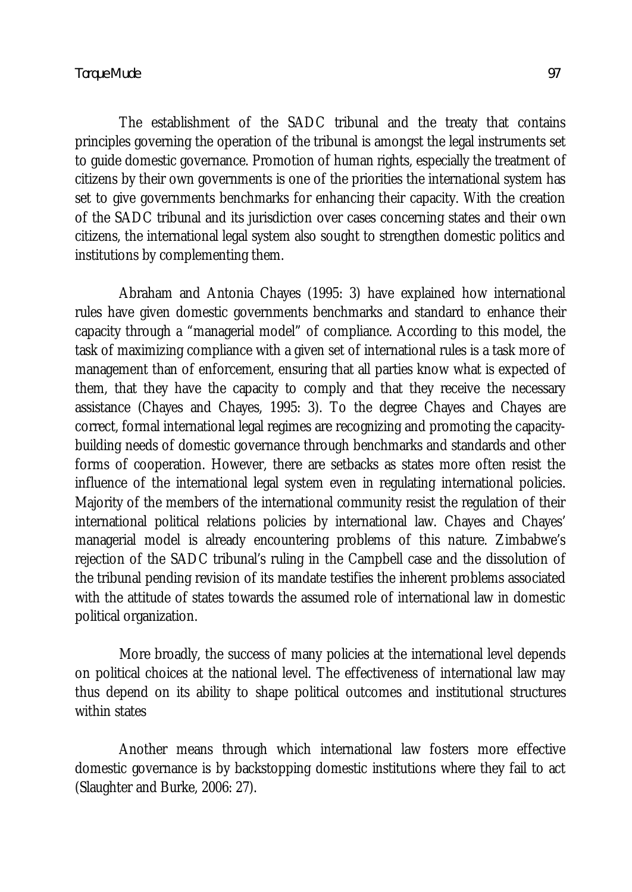The establishment of the SADC tribunal and the treaty that contains principles governing the operation of the tribunal is amongst the legal instruments set to guide domestic governance. Promotion of human rights, especially the treatment of citizens by their own governments is one of the priorities the international system has set to give governments benchmarks for enhancing their capacity. With the creation of the SADC tribunal and its jurisdiction over cases concerning states and their own citizens, the international legal system also sought to strengthen domestic politics and institutions by complementing them.

Abraham and Antonia Chayes (1995: 3) have explained how international rules have given domestic governments benchmarks and standard to enhance their capacity through a "managerial model" of compliance. According to this model, the task of maximizing compliance with a given set of international rules is a task more of management than of enforcement, ensuring that all parties know what is expected of them, that they have the capacity to comply and that they receive the necessary assistance (Chayes and Chayes, 1995: 3). To the degree Chayes and Chayes are correct, formal international legal regimes are recognizing and promoting the capacity-building needs of domestic governance through benchmarks and standards and other forms of cooperation. However, there are setbacks as states more often resist the influence of the international legal system even in regulating international policies. Majority of the members of the international community resist the regulation of their international political relations policies by international law. Chayes and Chayes' managerial model is already encountering problems of this nature. Zimbabwe's rejection of the SADC tribunal's ruling in the Campbell case and the dissolution of the tribunal pending revision of its mandate testifies the inherent problems associated with the attitude of states towards the assumed role of international law in domestic political organization.

More broadly, the success of many policies at the international level depends on political choices at the national level. The effectiveness of international law may thus depend on its ability to shape political outcomes and institutional structures within states

Another means through which international law fosters more effective domestic governance is by backstopping domestic institutions where they fail to act (Slaughter and Burke, 2006: 27).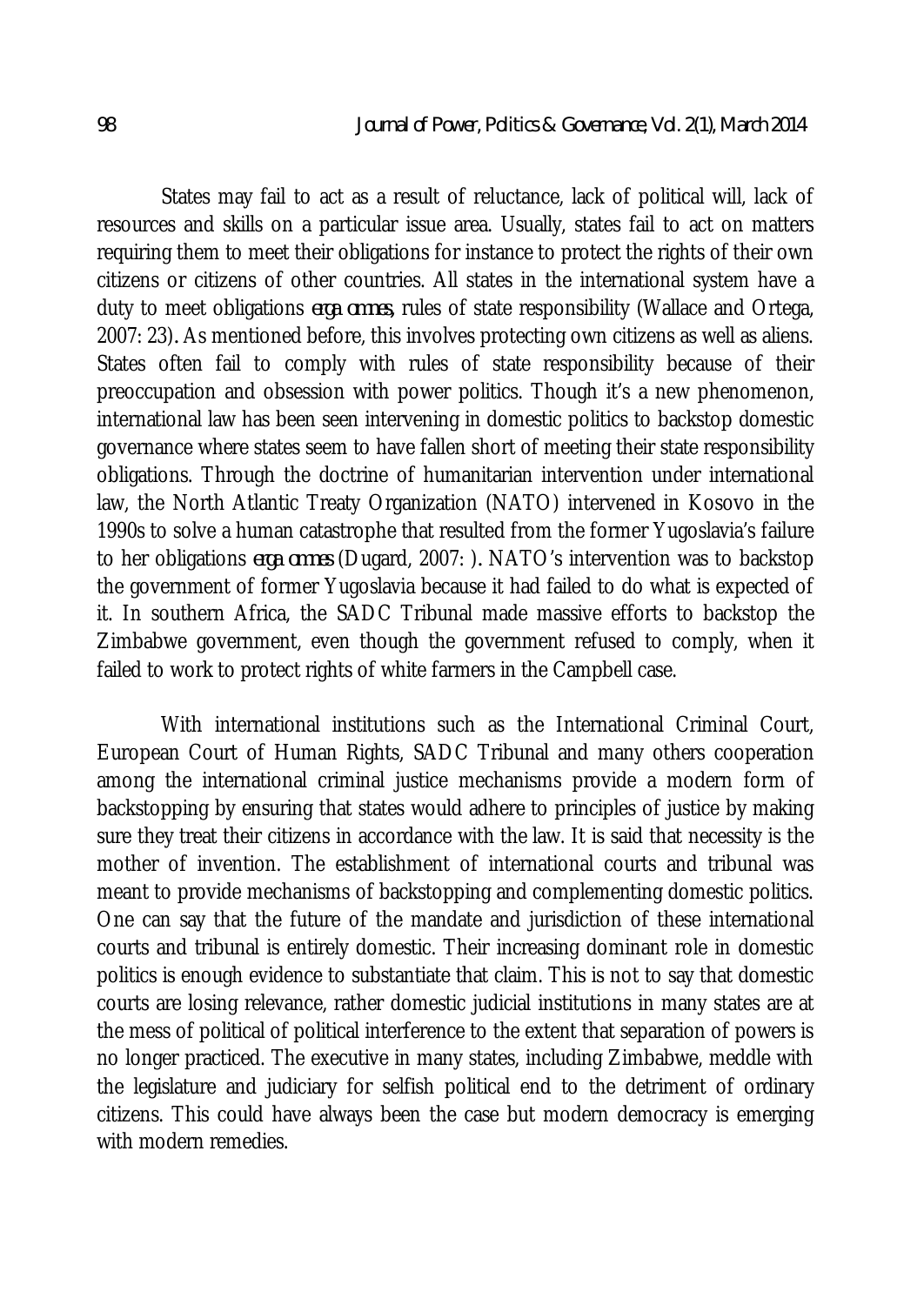States may fail to act as a result of reluctance, lack of political will, lack of resources and skills on a particular issue area. Usually, states fail to act on matters requiring them to meet their obligations for instance to protect the rights of their own citizens or citizens of other countries. All states in the international system have a duty to meet obligations *erga omnes*, rules of state responsibility (Wallace and Ortega, 2007: 23). As mentioned before, this involves protecting own citizens as well as aliens. States often fail to comply with rules of state responsibility because of their preoccupation and obsession with power politics. Though it's a new phenomenon, international law has been seen intervening in domestic politics to backstop domestic governance where states seem to have fallen short of meeting their state responsibility obligations. Through the doctrine of humanitarian intervention under international law, the North Atlantic Treaty Organization (NATO) intervened in Kosovo in the 1990s to solve a human catastrophe that resulted from the former Yugoslavia's failure to her obligations *erga omnes* (Dugard, 2007: ). NATO's intervention was to backstop the government of former Yugoslavia because it had failed to do what is expected of it. In southern Africa, the SADC Tribunal made massive efforts to backstop the Zimbabwe government, even though the government refused to comply, when it failed to work to protect rights of white farmers in the Campbell case.

With international institutions such as the International Criminal Court, European Court of Human Rights, SADC Tribunal and many others cooperation among the international criminal justice mechanisms provide a modern form of backstopping by ensuring that states would adhere to principles of justice by making sure they treat their citizens in accordance with the law. It is said that necessity is the mother of invention. The establishment of international courts and tribunal was meant to provide mechanisms of backstopping and complementing domestic politics. One can say that the future of the mandate and jurisdiction of these international courts and tribunal is entirely domestic. Their increasing dominant role in domestic politics is enough evidence to substantiate that claim. This is not to say that domestic courts are losing relevance, rather domestic judicial institutions in many states are at the mess of political of political interference to the extent that separation of powers is no longer practiced. The executive in many states, including Zimbabwe, meddle with the legislature and judiciary for selfish political end to the detriment of ordinary citizens. This could have always been the case but modern democracy is emerging with modern remedies.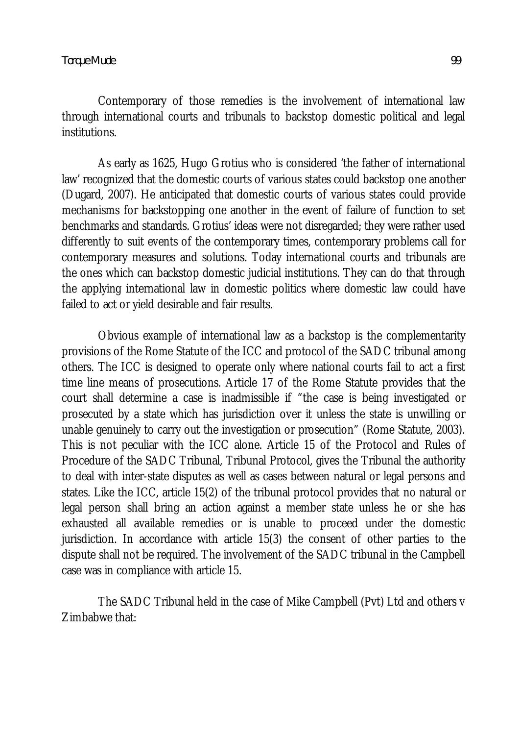Contemporary of those remedies is the involvement of international law through international courts and tribunals to backstop domestic political and legal institutions.

As early as 1625, Hugo Grotius who is considered 'the father of international law' recognized that the domestic courts of various states could backstop one another (Dugard, 2007). He anticipated that domestic courts of various states could provide mechanisms for backstopping one another in the event of failure of function to set benchmarks and standards. Grotius' ideas were not disregarded; they were rather used differently to suit events of the contemporary times, contemporary problems call for contemporary measures and solutions. Today international courts and tribunals are the ones which can backstop domestic judicial institutions. They can do that through the applying international law in domestic politics where domestic law could have failed to act or yield desirable and fair results.

Obvious example of international law as a backstop is the complementarity provisions of the Rome Statute of the ICC and protocol of the SADC tribunal among others. The ICC is designed to operate only where national courts fail to act a first time line means of prosecutions. Article 17 of the Rome Statute provides that the court shall determine a case is inadmissible if "the case is being investigated or prosecuted by a state which has jurisdiction over it unless the state is unwilling or unable genuinely to carry out the investigation or prosecution" (Rome Statute, 2003). This is not peculiar with the ICC alone. Article 15 of the Protocol and Rules of Procedure of the SADC Tribunal, Tribunal Protocol, gives the Tribunal the authority to deal with inter-state disputes as well as cases between natural or legal persons and states. Like the ICC, article 15(2) of the tribunal protocol provides that no natural or legal person shall bring an action against a member state unless he or she has exhausted all available remedies or is unable to proceed under the domestic jurisdiction. In accordance with article 15(3) the consent of other parties to the dispute shall not be required. The involvement of the SADC tribunal in the Campbell case was in compliance with article 15.

The SADC Tribunal held in the case of Mike Campbell (Pvt) Ltd and others v Zimbabwe that: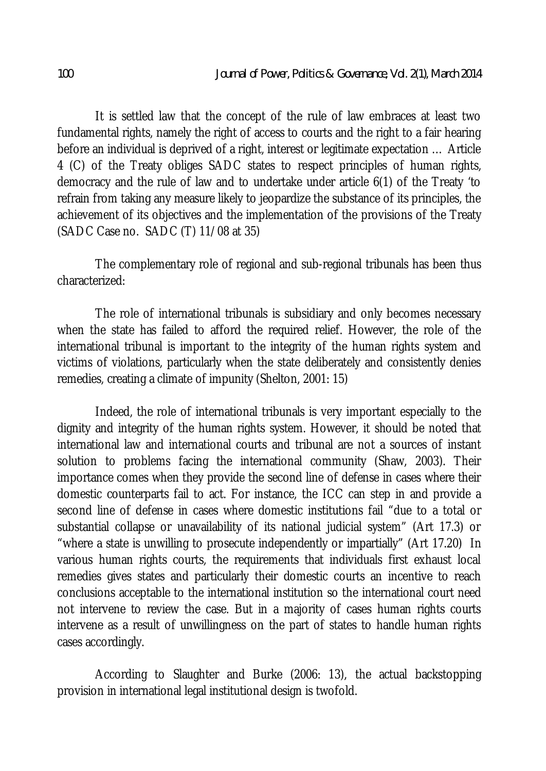It is settled law that the concept of the rule of law embraces at least two fundamental rights, namely the right of access to courts and the right to a fair hearing before an individual is deprived of a right, interest or legitimate expectation … Article 4 (C) of the Treaty obliges SADC states to respect principles of human rights, democracy and the rule of law and to undertake under article 6(1) of the Treaty 'to refrain from taking any measure likely to jeopardize the substance of its principles, the achievement of its objectives and the implementation of the provisions of the Treaty (SADC Case no. SADC (T) 11/08 at 35)

The complementary role of regional and sub-regional tribunals has been thus characterized:

The role of international tribunals is subsidiary and only becomes necessary when the state has failed to afford the required relief. However, the role of the international tribunal is important to the integrity of the human rights system and victims of violations, particularly when the state deliberately and consistently denies remedies, creating a climate of impunity (Shelton, 2001: 15)

Indeed, the role of international tribunals is very important especially to the dignity and integrity of the human rights system. However, it should be noted that international law and international courts and tribunal are not a sources of instant solution to problems facing the international community (Shaw, 2003). Their importance comes when they provide the second line of defense in cases where their domestic counterparts fail to act. For instance, the ICC can step in and provide a second line of defense in cases where domestic institutions fail "due to a total or substantial collapse or unavailability of its national judicial system" (Art 17.3) or "where a state is unwilling to prosecute independently or impartially" (Art 17.20) In various human rights courts, the requirements that individuals first exhaust local remedies gives states and particularly their domestic courts an incentive to reach conclusions acceptable to the international institution so the international court need not intervene to review the case. But in a majority of cases human rights courts intervene as a result of unwillingness on the part of states to handle human rights cases accordingly.

According to Slaughter and Burke (2006: 13), the actual backstopping provision in international legal institutional design is twofold.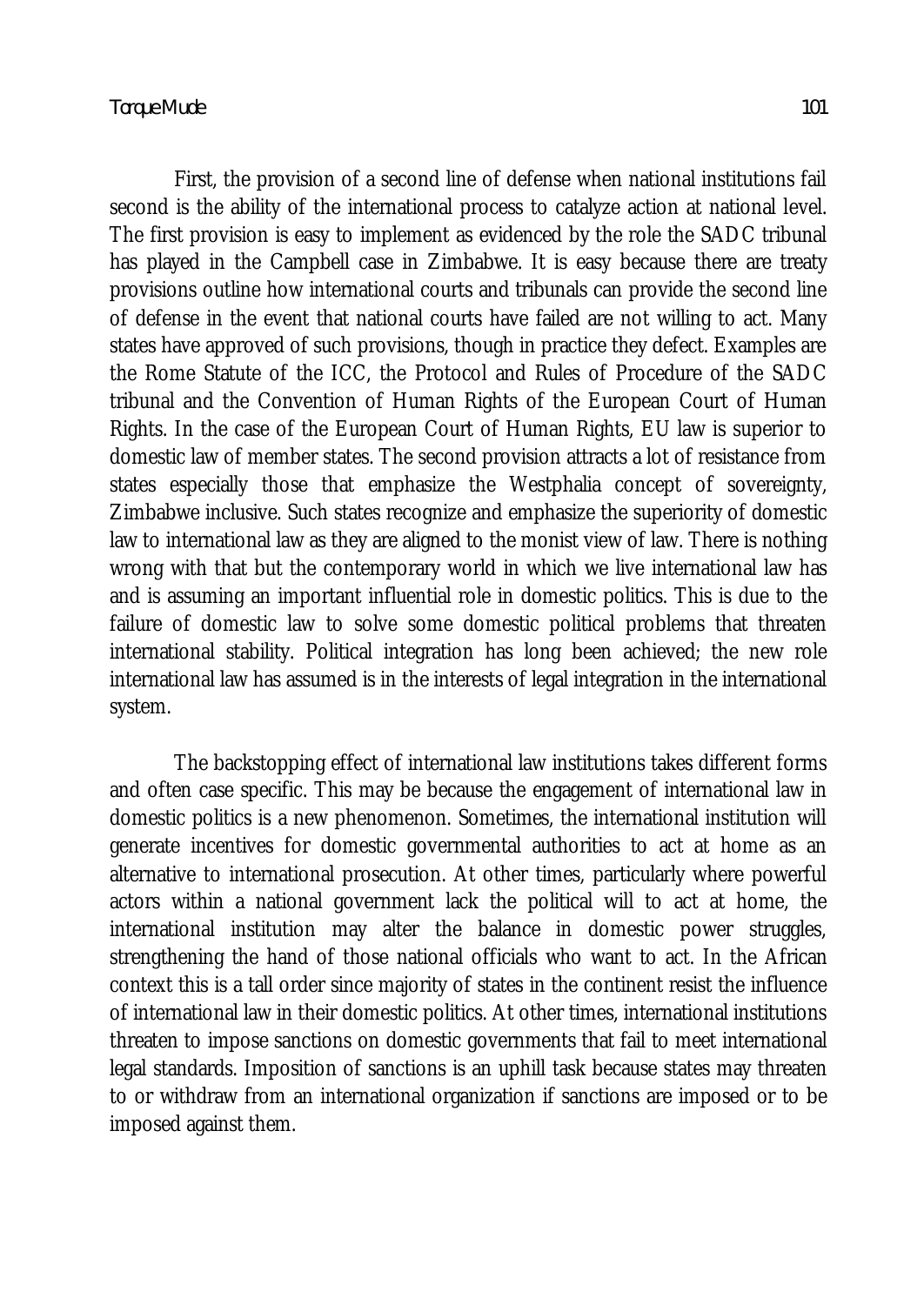First, the provision of a second line of defense when national institutions fail second is the ability of the international process to catalyze action at national level. The first provision is easy to implement as evidenced by the role the SADC tribunal has played in the Campbell case in Zimbabwe. It is easy because there are treaty provisions outline how international courts and tribunals can provide the second line of defense in the event that national courts have failed are not willing to act. Many states have approved of such provisions, though in practice they defect. Examples are the Rome Statute of the ICC, the Protocol and Rules of Procedure of the SADC tribunal and the Convention of Human Rights of the European Court of Human Rights. In the case of the European Court of Human Rights, EU law is superior to domestic law of member states. The second provision attracts a lot of resistance from states especially those that emphasize the Westphalia concept of sovereignty, Zimbabwe inclusive. Such states recognize and emphasize the superiority of domestic law to international law as they are aligned to the monist view of law. There is nothing wrong with that but the contemporary world in which we live international law has and is assuming an important influential role in domestic politics. This is due to the failure of domestic law to solve some domestic political problems that threaten international stability. Political integration has long been achieved; the new role international law has assumed is in the interests of legal integration in the international system.

The backstopping effect of international law institutions takes different forms and often case specific. This may be because the engagement of international law in domestic politics is a new phenomenon. Sometimes, the international institution will generate incentives for domestic governmental authorities to act at home as an alternative to international prosecution. At other times, particularly where powerful actors within a national government lack the political will to act at home, the international institution may alter the balance in domestic power struggles, strengthening the hand of those national officials who want to act. In the African context this is a tall order since majority of states in the continent resist the influence of international law in their domestic politics. At other times, international institutions threaten to impose sanctions on domestic governments that fail to meet international legal standards. Imposition of sanctions is an uphill task because states may threaten to or withdraw from an international organization if sanctions are imposed or to be imposed against them.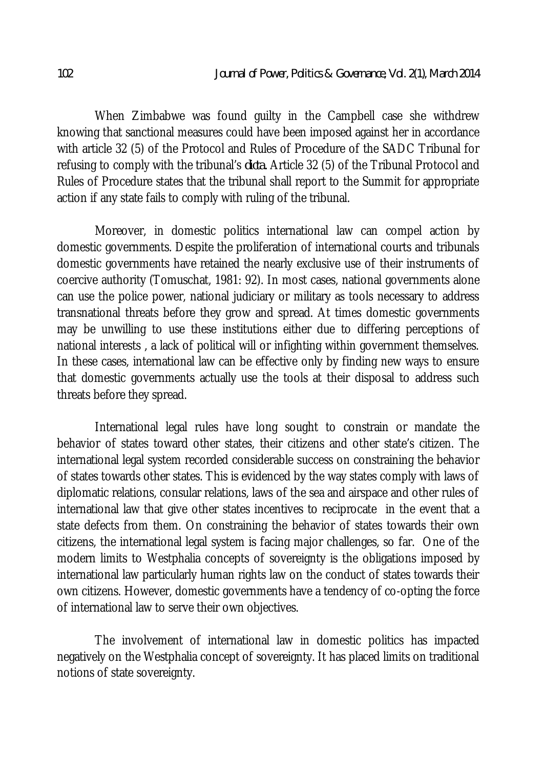When Zimbabwe was found guilty in the Campbell case she withdrew knowing that sanctional measures could have been imposed against her in accordance with article 32 (5) of the Protocol and Rules of Procedure of the SADC Tribunal for refusing to comply with the tribunal's *dicta*. Article 32 (5) of the Tribunal Protocol and Rules of Procedure states that the tribunal shall report to the Summit for appropriate action if any state fails to comply with ruling of the tribunal.

Moreover, in domestic politics international law can compel action by domestic governments. Despite the proliferation of international courts and tribunals domestic governments have retained the nearly exclusive use of their instruments of coercive authority (Tomuschat, 1981: 92). In most cases, national governments alone can use the police power, national judiciary or military as tools necessary to address transnational threats before they grow and spread. At times domestic governments may be unwilling to use these institutions either due to differing perceptions of national interests , a lack of political will or infighting within government themselves. In these cases, international law can be effective only by finding new ways to ensure that domestic governments actually use the tools at their disposal to address such threats before they spread.

International legal rules have long sought to constrain or mandate the behavior of states toward other states, their citizens and other state's citizen. The international legal system recorded considerable success on constraining the behavior of states towards other states. This is evidenced by the way states comply with laws of diplomatic relations, consular relations, laws of the sea and airspace and other rules of international law that give other states incentives to reciprocate in the event that a state defects from them. On constraining the behavior of states towards their own citizens, the international legal system is facing major challenges, so far. One of the modern limits to Westphalia concepts of sovereignty is the obligations imposed by international law particularly human rights law on the conduct of states towards their own citizens. However, domestic governments have a tendency of co-opting the force of international law to serve their own objectives.

The involvement of international law in domestic politics has impacted negatively on the Westphalia concept of sovereignty. It has placed limits on traditional notions of state sovereignty.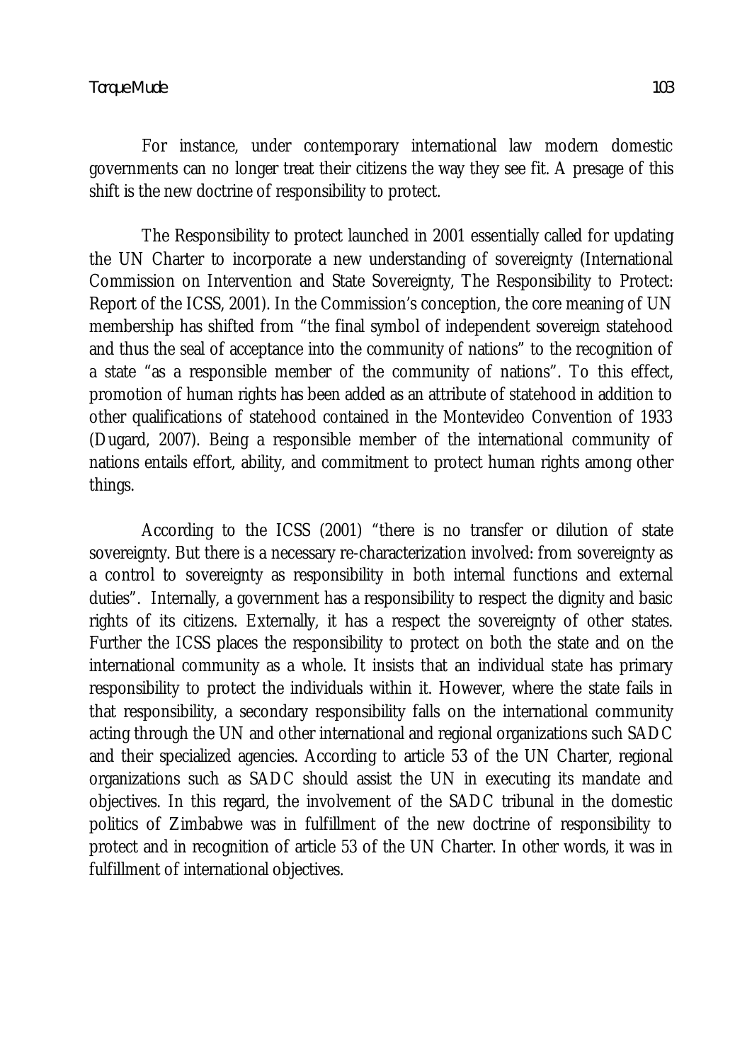For instance, under contemporary international law modern domestic governments can no longer treat their citizens the way they see fit. A presage of this shift is the new doctrine of responsibility to protect.

The Responsibility to protect launched in 2001 essentially called for updating the UN Charter to incorporate a new understanding of sovereignty (International Commission on Intervention and State Sovereignty, The Responsibility to Protect: Report of the ICSS, 2001). In the Commission's conception, the core meaning of UN membership has shifted from "the final symbol of independent sovereign statehood and thus the seal of acceptance into the community of nations" to the recognition of a state "as a responsible member of the community of nations". To this effect, promotion of human rights has been added as an attribute of statehood in addition to other qualifications of statehood contained in the Montevideo Convention of 1933 (Dugard, 2007). Being a responsible member of the international community of nations entails effort, ability, and commitment to protect human rights among other things.

According to the ICSS (2001) "there is no transfer or dilution of state sovereignty. But there is a necessary re-characterization involved: from sovereignty as a control to sovereignty as responsibility in both internal functions and external duties". Internally, a government has a responsibility to respect the dignity and basic rights of its citizens. Externally, it has a respect the sovereignty of other states. Further the ICSS places the responsibility to protect on both the state and on the international community as a whole. It insists that an individual state has primary responsibility to protect the individuals within it. However, where the state fails in that responsibility, a secondary responsibility falls on the international community acting through the UN and other international and regional organizations such SADC and their specialized agencies. According to article 53 of the UN Charter, regional organizations such as SADC should assist the UN in executing its mandate and objectives. In this regard, the involvement of the SADC tribunal in the domestic politics of Zimbabwe was in fulfillment of the new doctrine of responsibility to protect and in recognition of article 53 of the UN Charter. In other words, it was in fulfillment of international objectives.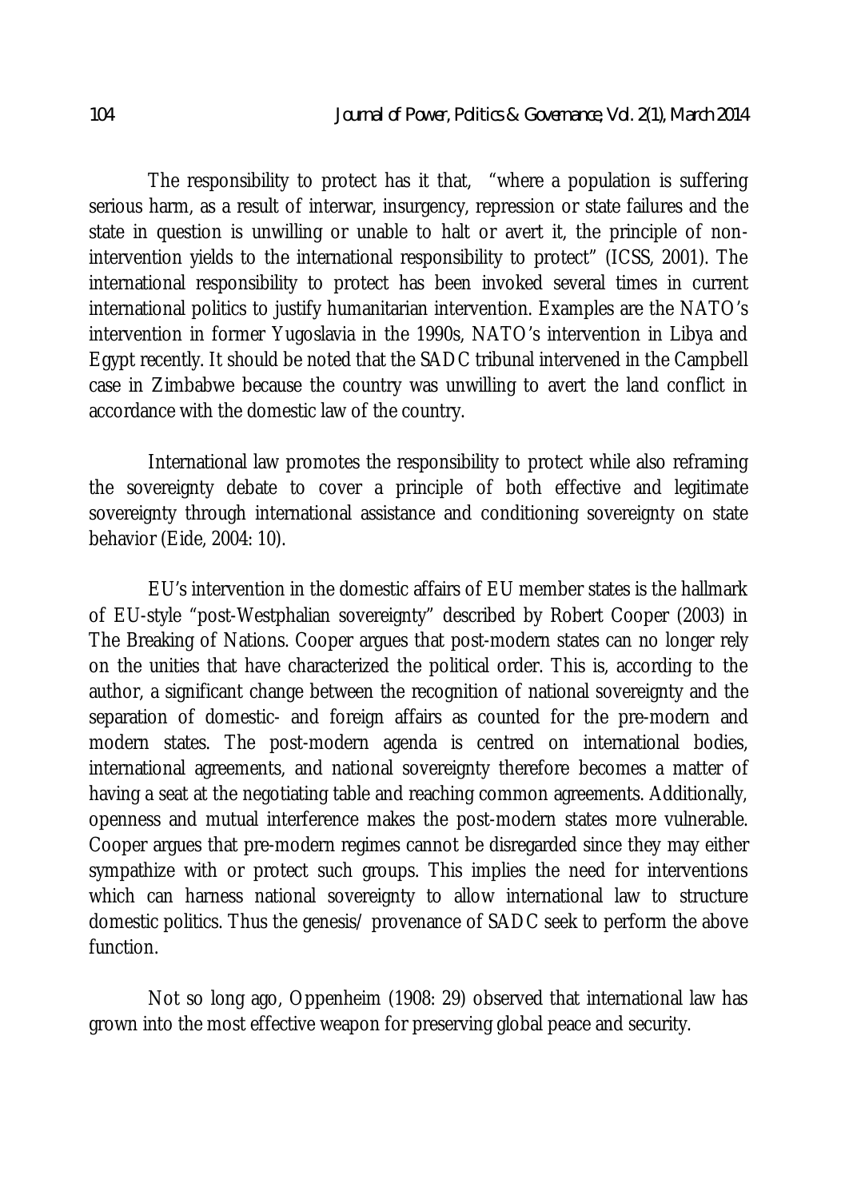The responsibility to protect has it that, "where a population is suffering serious harm, as a result of interwar, insurgency, repression or state failures and the state in question is unwilling or unable to halt or avert it, the principle of non-intervention yields to the international responsibility to protect" (ICSS, 2001). The international responsibility to protect has been invoked several times in current international politics to justify humanitarian intervention. Examples are the NATO's intervention in former Yugoslavia in the 1990s, NATO's intervention in Libya and Egypt recently. It should be noted that the SADC tribunal intervened in the Campbell case in Zimbabwe because the country was unwilling to avert the land conflict in accordance with the domestic law of the country.

International law promotes the responsibility to protect while also reframing the sovereignty debate to cover a principle of both effective and legitimate sovereignty through international assistance and conditioning sovereignty on state behavior (Eide, 2004: 10).

EU's intervention in the domestic affairs of EU member states is the hallmark of EU-style "post-Westphalian sovereignty" described by Robert Cooper (2003) in The Breaking of Nations. Cooper argues that post-modern states can no longer rely on the unities that have characterized the political order. This is, according to the author, a significant change between the recognition of national sovereignty and the separation of domestic- and foreign affairs as counted for the pre-modern and modern states. The post-modern agenda is centred on international bodies, international agreements, and national sovereignty therefore becomes a matter of having a seat at the negotiating table and reaching common agreements. Additionally, openness and mutual interference makes the post-modern states more vulnerable. Cooper argues that pre-modern regimes cannot be disregarded since they may either sympathize with or protect such groups. This implies the need for interventions which can harness national sovereignty to allow international law to structure domestic politics. Thus the genesis/ provenance of SADC seek to perform the above function.

Not so long ago, Oppenheim (1908: 29) observed that international law has grown into the most effective weapon for preserving global peace and security.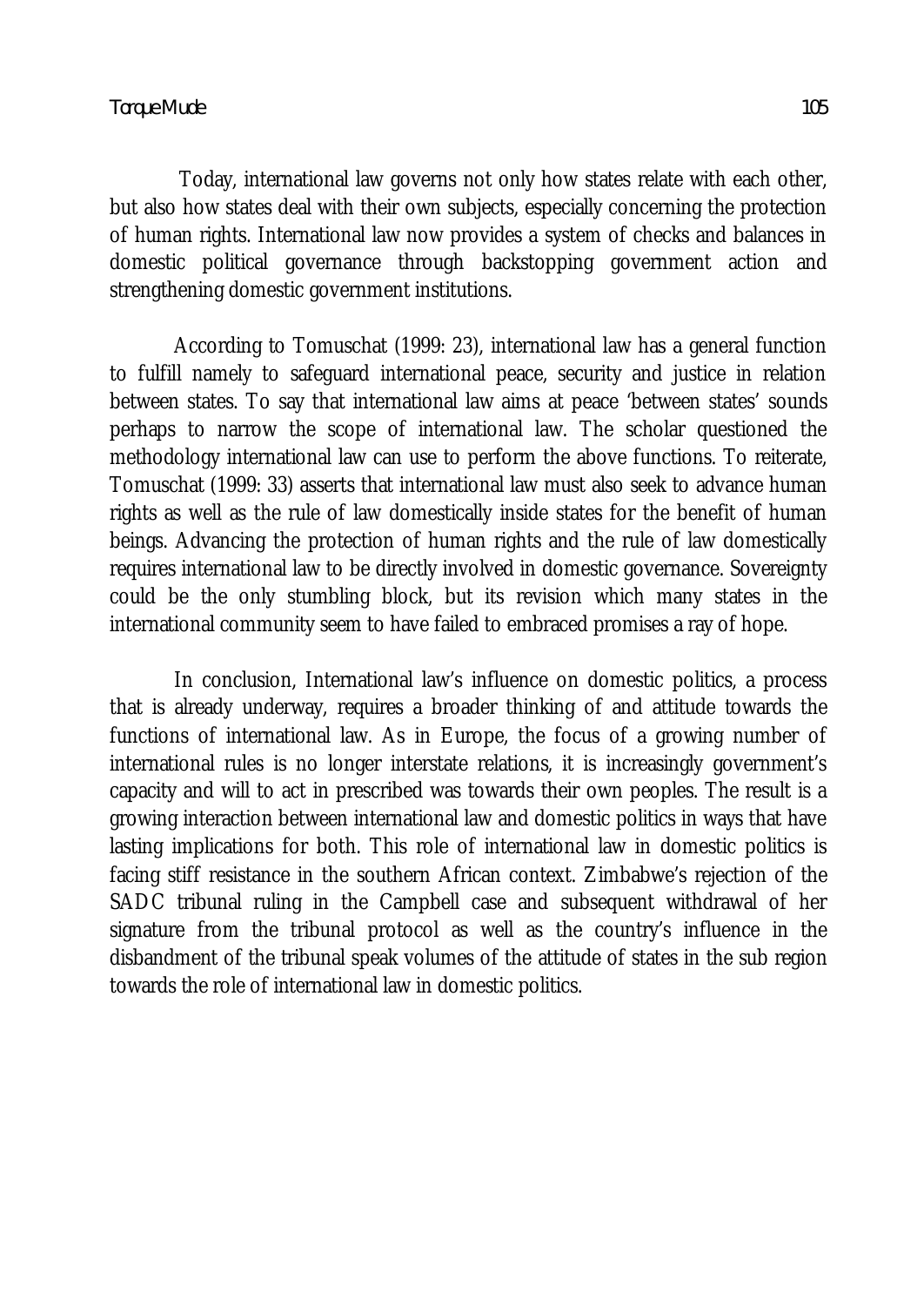Today, international law governs not only how states relate with each other, but also how states deal with their own subjects, especially concerning the protection of human rights. International law now provides a system of checks and balances in domestic political governance through backstopping government action and strengthening domestic government institutions.

According to Tomuschat (1999: 23), international law has a general function to fulfill namely to safeguard international peace, security and justice in relation between states. To say that international law aims at peace 'between states' sounds perhaps to narrow the scope of international law. The scholar questioned the methodology international law can use to perform the above functions. To reiterate, Tomuschat (1999: 33) asserts that international law must also seek to advance human rights as well as the rule of law domestically inside states for the benefit of human beings. Advancing the protection of human rights and the rule of law domestically requires international law to be directly involved in domestic governance. Sovereignty could be the only stumbling block, but its revision which many states in the international community seem to have failed to embraced promises a ray of hope.

In conclusion, International law's influence on domestic politics, a process that is already underway, requires a broader thinking of and attitude towards the functions of international law. As in Europe, the focus of a growing number of international rules is no longer interstate relations, it is increasingly government's capacity and will to act in prescribed was towards their own peoples. The result is a growing interaction between international law and domestic politics in ways that have lasting implications for both. This role of international law in domestic politics is facing stiff resistance in the southern African context. Zimbabwe's rejection of the SADC tribunal ruling in the Campbell case and subsequent withdrawal of her signature from the tribunal protocol as well as the country's influence in the disbandment of the tribunal speak volumes of the attitude of states in the sub region towards the role of international law in domestic politics.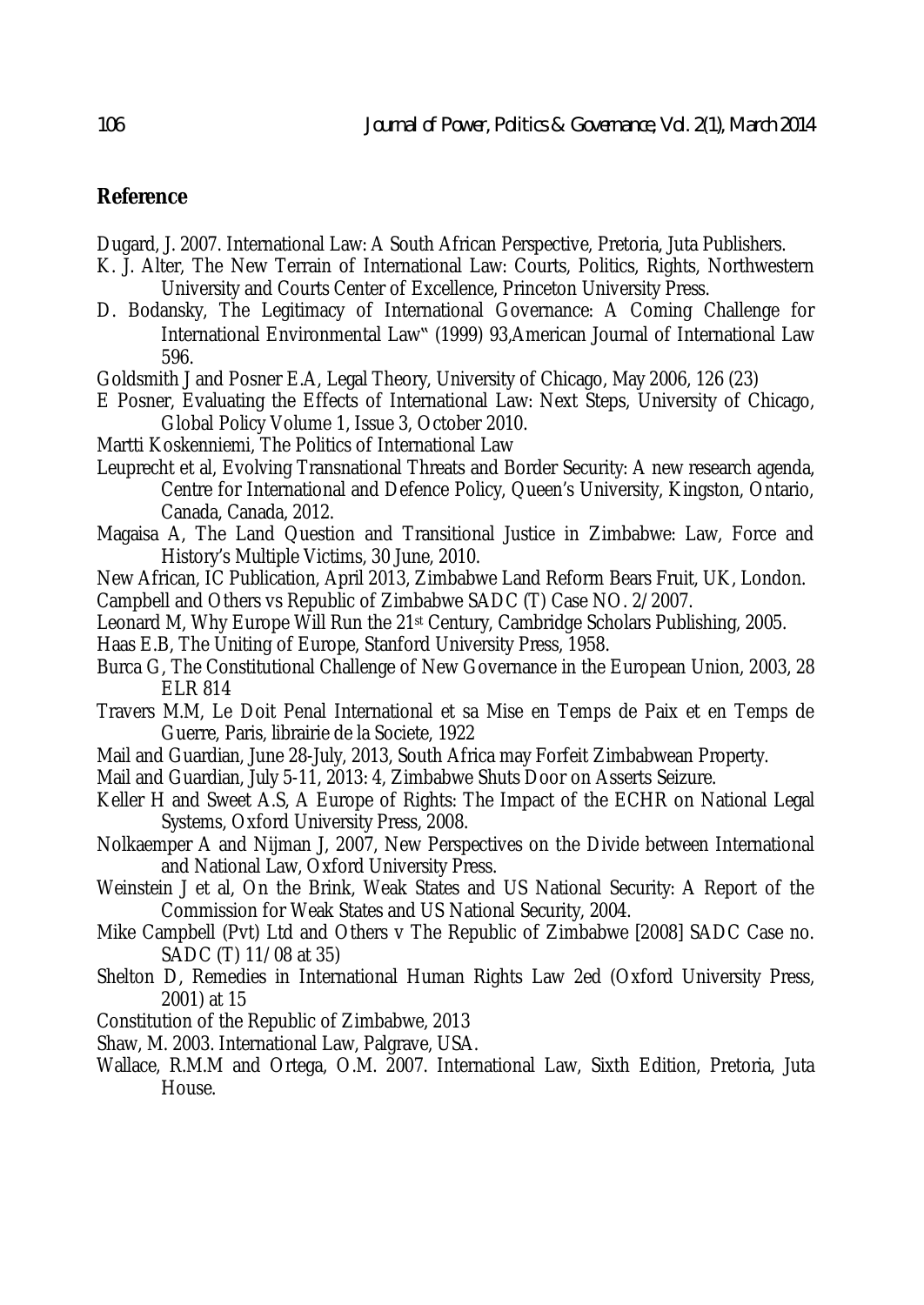## Reference

Dugard, J. 2007. International Law: A South African Perspective, Pretoria, Juta Publishers.

K. J. Alter, The New Terrain of International Law: Courts, Politics, Rights, Northwestern University and Courts Center of Excellence, Princeton University Press.

D. Bodansky, The Legitimacy of International Governance: A Coming Challenge for International Environmental Law" (1999) 93,American Journal of International Law 596.

Goldsmith J and Posner E.A, Legal Theory, University of Chicago, May 2006, 126 (23)

E Posner, Evaluating the Effects of International Law: Next Steps, University of Chicago, Global Policy Volume 1, Issue 3, October 2010.

Martti Koskenniemi, The Politics of International Law

Leuprecht et al, Evolving Transnational Threats and Border Security: A new research agenda, Centre for International and Defence Policy, Queen's University, Kingston, Ontario, Canada, Canada, 2012.

Magaisa A, The Land Question and Transitional Justice in Zimbabwe: Law, Force and History's Multiple Victims, 30 June, 2010.

New African, IC Publication, April 2013, Zimbabwe Land Reform Bears Fruit, UK, London.

Campbell and Others vs Republic of Zimbabwe SADC (T) Case NO. 2/2007.

Leonard M, Why Europe Will Run the 21st Century, Cambridge Scholars Publishing, 2005.

Haas E.B, The Uniting of Europe, Stanford University Press, 1958.

Burca G, The Constitutional Challenge of New Governance in the European Union, 2003, 28 ELR 814

Travers M.M, Le Doit Penal International et sa Mise en Temps de Paix et en Temps de Guerre, Paris, librairie de la Societe, 1922

Mail and Guardian, June 28-July, 2013, South Africa may Forfeit Zimbabwean Property.

Mail and Guardian, July 5-11, 2013: 4, Zimbabwe Shuts Door on Asserts Seizure.

Keller H and Sweet A.S, A Europe of Rights: The Impact of the ECHR on National Legal Systems, Oxford University Press, 2008.

Nolkaemper A and Nijman J, 2007, New Perspectives on the Divide between International and National Law, Oxford University Press.

Weinstein J et al, On the Brink, Weak States and US National Security: A Report of the Commission for Weak States and US National Security, 2004.

Mike Campbell (Pvt) Ltd and Others v The Republic of Zimbabwe [2008] SADC Case no. SADC (T) 11/08 at 35)

Shelton D, Remedies in International Human Rights Law 2ed (Oxford University Press, 2001) at 15

Constitution of the Republic of Zimbabwe, 2013

Shaw, M. 2003. International Law, Palgrave, USA.

Wallace, R.M.M and Ortega, O.M. 2007. International Law, Sixth Edition, Pretoria, Juta House.